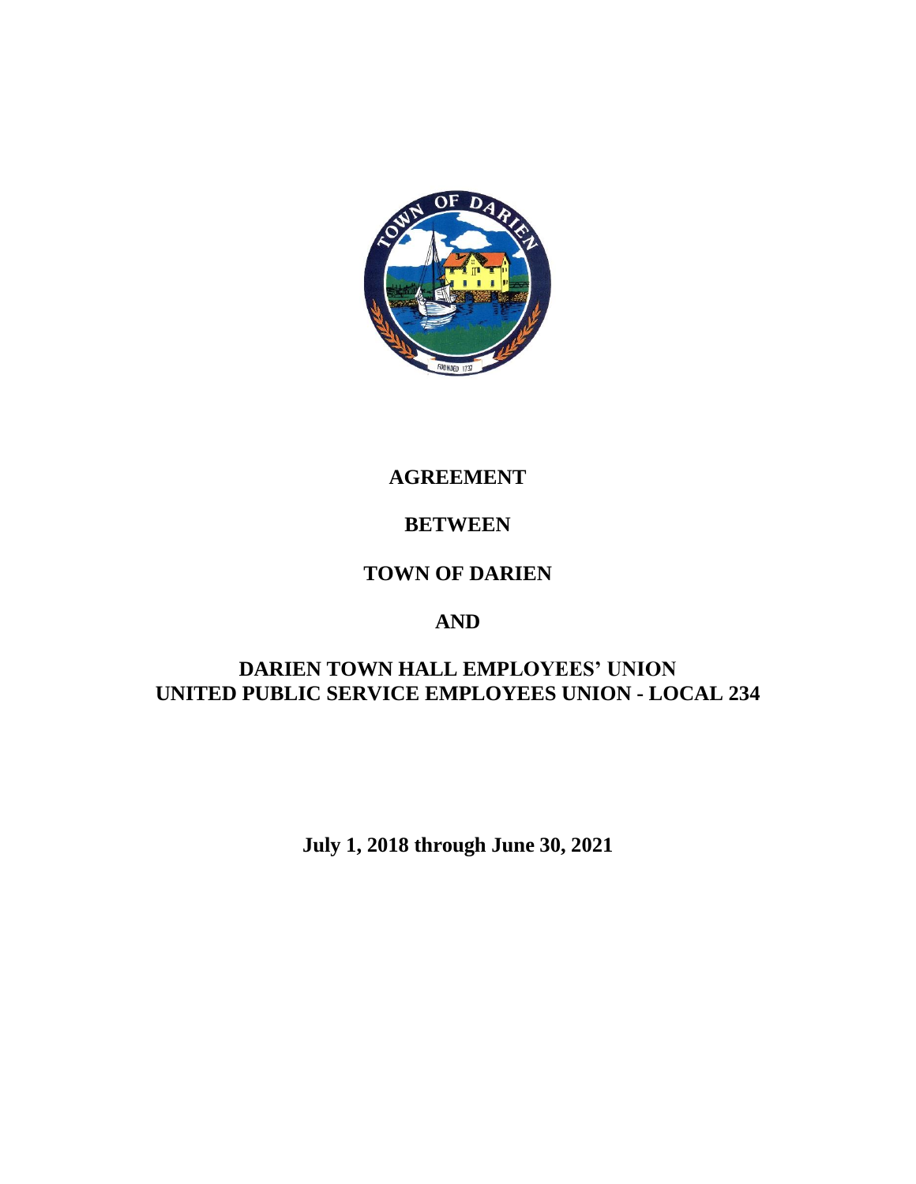# AGREEMENT

# BETWEEN

# TOWN OF DARIEN

# AND

# DARIEN TOWN HALL EMPLOYEES' UNION
# UNITED PUBLIC SERVICE EMPLOYEES UNION - LOCAL 234

**July 1, 2018 through June 30, 2021**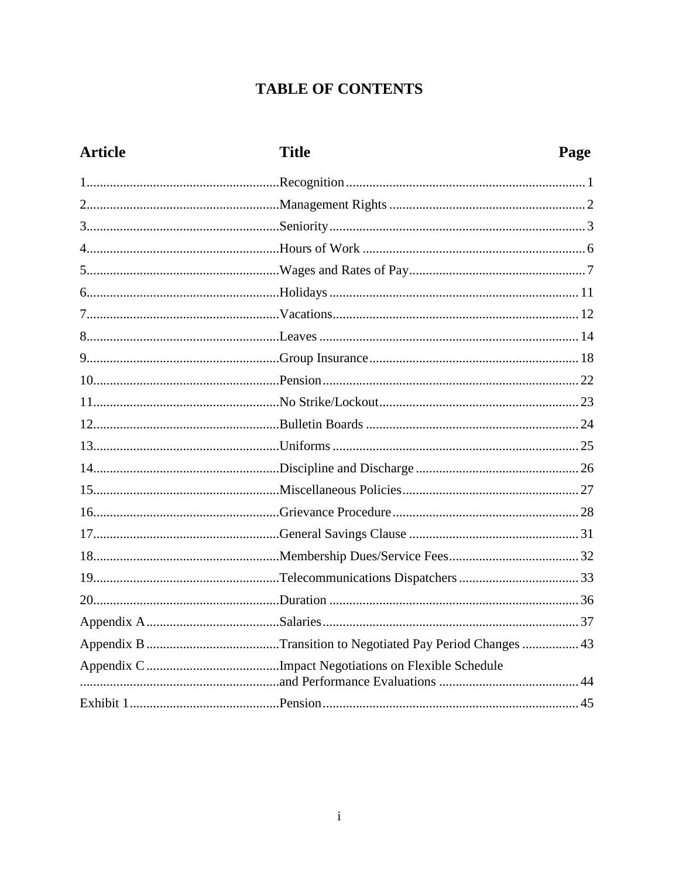# TABLE OF CONTENTS

| Article | Title | Page |
|---|---|---|
| 1 | Recognition | 1 |
| 2 | Management Rights | 2 |
| 3 | Seniority | 3 |
| 4 | Hours of Work | 6 |
| 5 | Wages and Rates of Pay | 7 |
| 6 | Holidays | 11 |
| 7 | Vacations | 12 |
| 8 | Leaves | 14 |
| 9 | Group Insurance | 18 |
| 10 | Pension | 22 |
| 11 | No Strike/Lockout | 23 |
| 12 | Bulletin Boards | 24 |
| 13 | Uniforms | 25 |
| 14 | Discipline and Discharge | 26 |
| 15 | Miscellaneous Policies | 27 |
| 16 | Grievance Procedure | 28 |
| 17 | General Savings Clause | 31 |
| 18 | Membership Dues/Service Fees | 32 |
| 19 | Telecommunications Dispatchers | 33 |
| 20 | Duration | 36 |
| Appendix A | Salaries | 37 |
| Appendix B | Transition to Negotiated Pay Period Changes | 43 |
| Appendix C | Impact Negotiations on Flexible Schedule and Performance Evaluations | 44 |
| Exhibit 1 | Pension | 45 |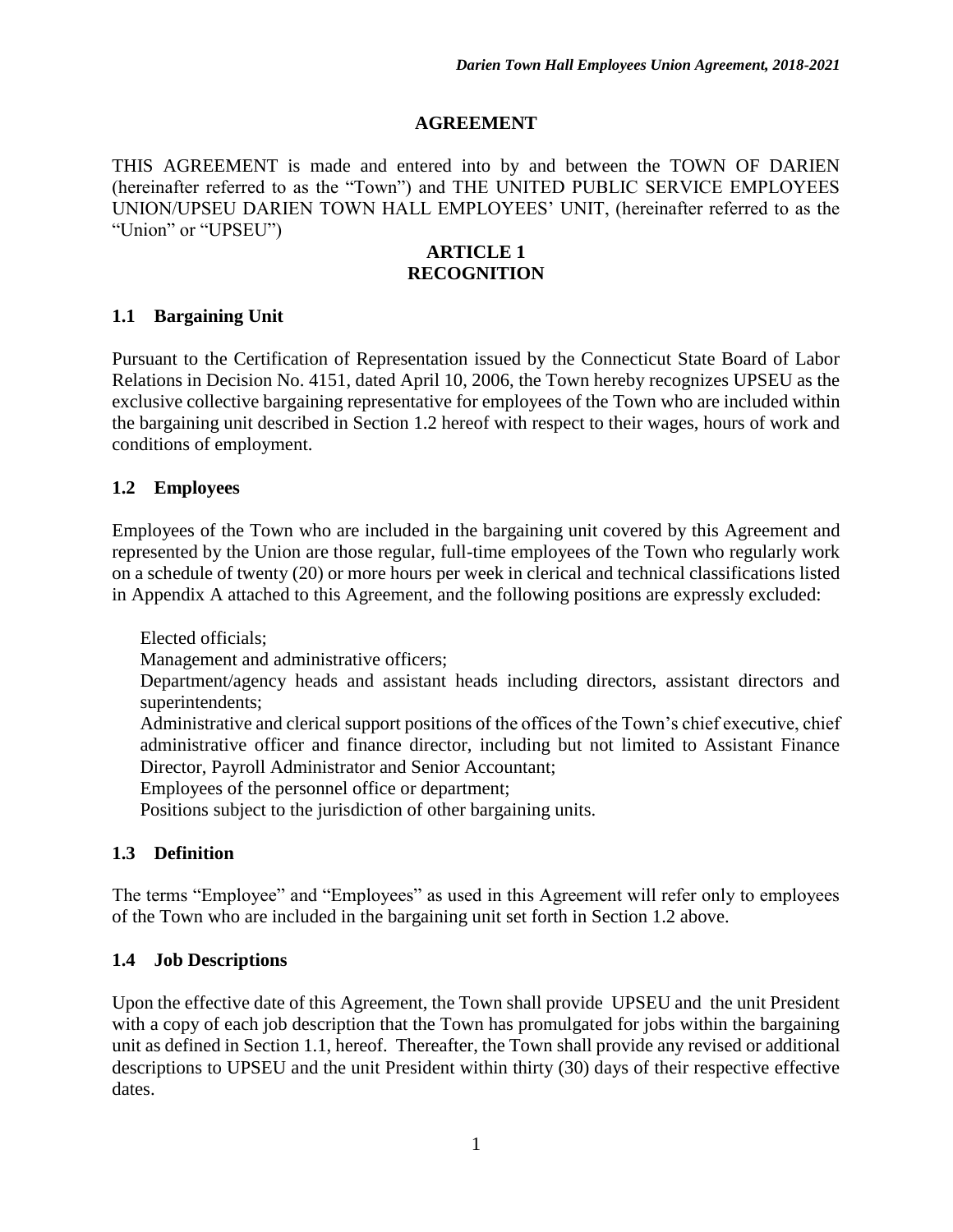## AGREEMENT

THIS AGREEMENT is made and entered into by and between the TOWN OF DARIEN (hereinafter referred to as the "Town") and THE UNITED PUBLIC SERVICE EMPLOYEES UNION/UPSEU DARIEN TOWN HALL EMPLOYEES' UNIT, (hereinafter referred to as the "Union" or "UPSEU")

## ARTICLE 1
## RECOGNITION

### 1.1 Bargaining Unit

Pursuant to the Certification of Representation issued by the Connecticut State Board of Labor Relations in Decision No. 4151, dated April 10, 2006, the Town hereby recognizes UPSEU as the exclusive collective bargaining representative for employees of the Town who are included within the bargaining unit described in Section 1.2 hereof with respect to their wages, hours of work and conditions of employment.

### 1.2 Employees

Employees of the Town who are included in the bargaining unit covered by this Agreement and represented by the Union are those regular, full-time employees of the Town who regularly work on a schedule of twenty (20) or more hours per week in clerical and technical classifications listed in Appendix A attached to this Agreement, and the following positions are expressly excluded:

Elected officials;
Management and administrative officers;
Department/agency heads and assistant heads including directors, assistant directors and superintendents;
Administrative and clerical support positions of the offices of the Town's chief executive, chief administrative officer and finance director, including but not limited to Assistant Finance Director, Payroll Administrator and Senior Accountant;
Employees of the personnel office or department;
Positions subject to the jurisdiction of other bargaining units.

### 1.3 Definition

The terms "Employee" and "Employees" as used in this Agreement will refer only to employees of the Town who are included in the bargaining unit set forth in Section 1.2 above.

### 1.4 Job Descriptions

Upon the effective date of this Agreement, the Town shall provide UPSEU and the unit President with a copy of each job description that the Town has promulgated for jobs within the bargaining unit as defined in Section 1.1, hereof. Thereafter, the Town shall provide any revised or additional descriptions to UPSEU and the unit President within thirty (30) days of their respective effective dates.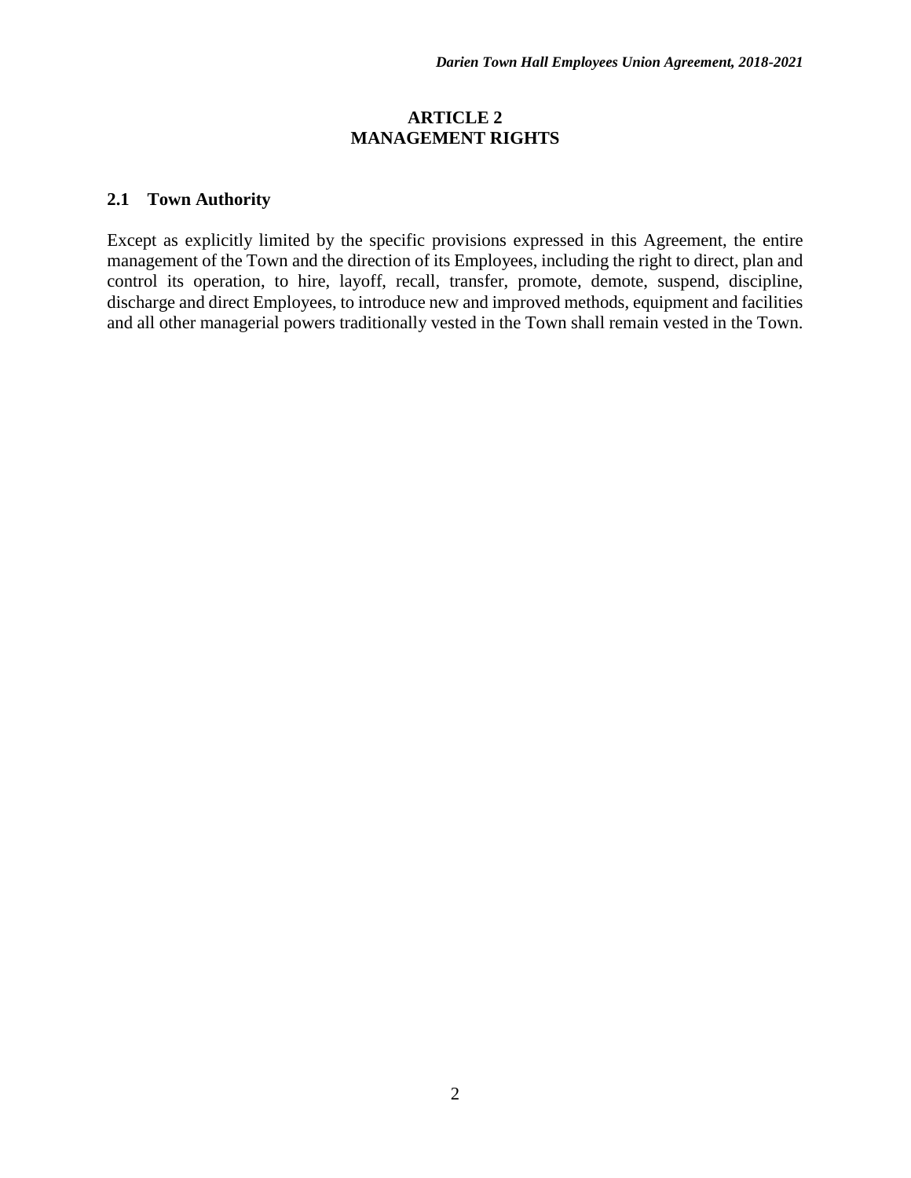# ARTICLE 2
# MANAGEMENT RIGHTS

## 2.1 Town Authority

Except as explicitly limited by the specific provisions expressed in this Agreement, the entire management of the Town and the direction of its Employees, including the right to direct, plan and control its operation, to hire, layoff, recall, transfer, promote, demote, suspend, discipline, discharge and direct Employees, to introduce new and improved methods, equipment and facilities and all other managerial powers traditionally vested in the Town shall remain vested in the Town.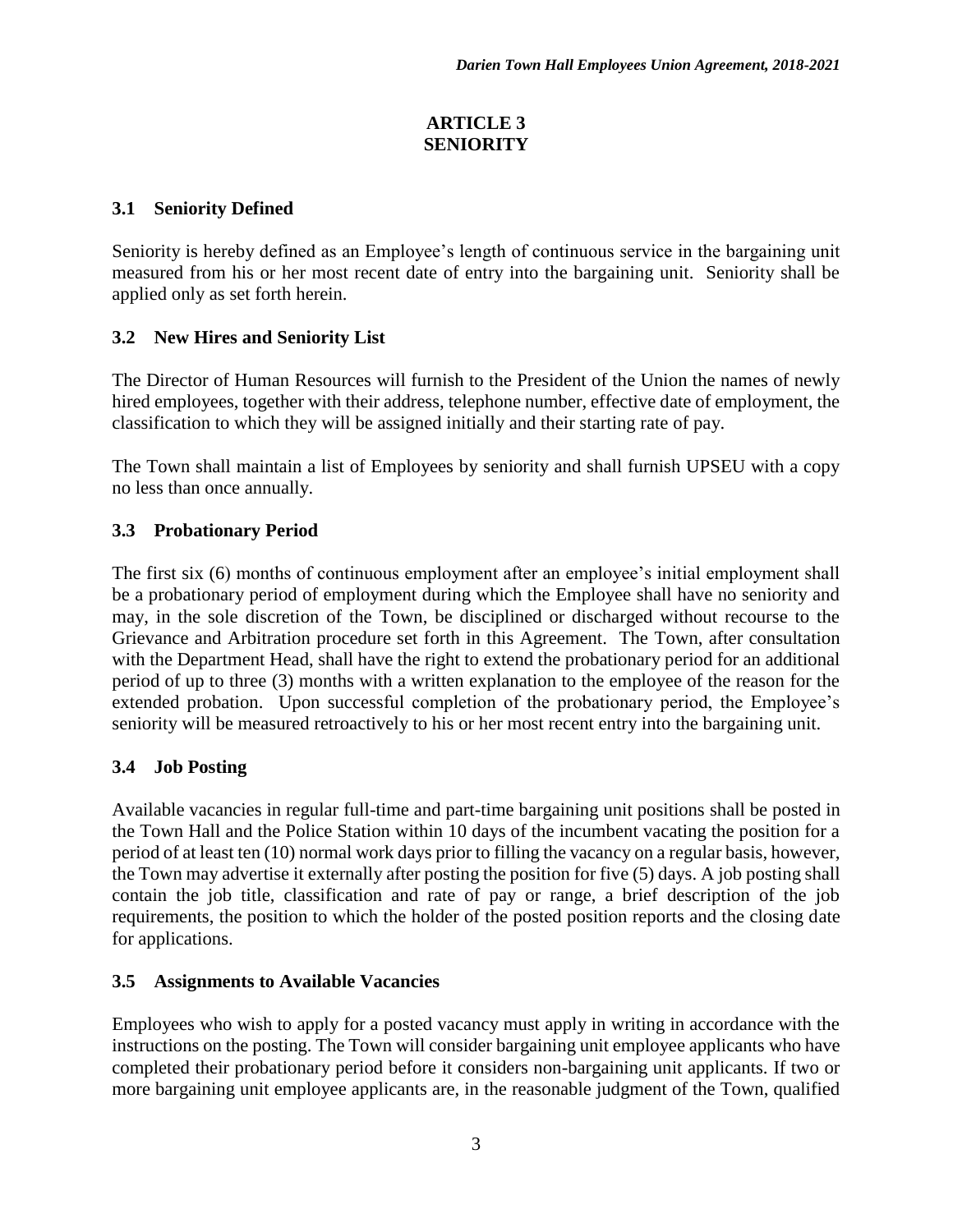## ARTICLE 3
## SENIORITY

### 3.1 Seniority Defined

Seniority is hereby defined as an Employee's length of continuous service in the bargaining unit measured from his or her most recent date of entry into the bargaining unit. Seniority shall be applied only as set forth herein.

### 3.2 New Hires and Seniority List

The Director of Human Resources will furnish to the President of the Union the names of newly hired employees, together with their address, telephone number, effective date of employment, the classification to which they will be assigned initially and their starting rate of pay.

The Town shall maintain a list of Employees by seniority and shall furnish UPSEU with a copy no less than once annually.

### 3.3 Probationary Period

The first six (6) months of continuous employment after an employee's initial employment shall be a probationary period of employment during which the Employee shall have no seniority and may, in the sole discretion of the Town, be disciplined or discharged without recourse to the Grievance and Arbitration procedure set forth in this Agreement. The Town, after consultation with the Department Head, shall have the right to extend the probationary period for an additional period of up to three (3) months with a written explanation to the employee of the reason for the extended probation. Upon successful completion of the probationary period, the Employee's seniority will be measured retroactively to his or her most recent entry into the bargaining unit.

### 3.4 Job Posting

Available vacancies in regular full-time and part-time bargaining unit positions shall be posted in the Town Hall and the Police Station within 10 days of the incumbent vacating the position for a period of at least ten (10) normal work days prior to filling the vacancy on a regular basis, however, the Town may advertise it externally after posting the position for five (5) days. A job posting shall contain the job title, classification and rate of pay or range, a brief description of the job requirements, the position to which the holder of the posted position reports and the closing date for applications.

### 3.5 Assignments to Available Vacancies

Employees who wish to apply for a posted vacancy must apply in writing in accordance with the instructions on the posting. The Town will consider bargaining unit employee applicants who have completed their probationary period before it considers non-bargaining unit applicants. If two or more bargaining unit employee applicants are, in the reasonable judgment of the Town, qualified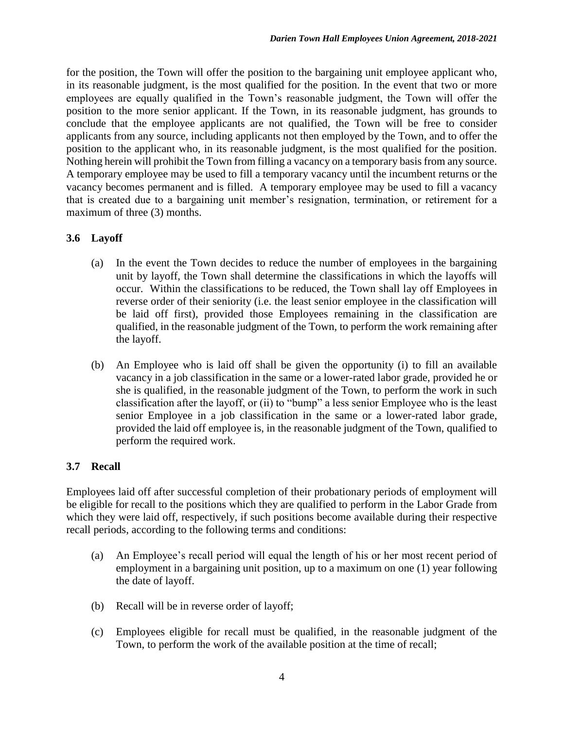for the position, the Town will offer the position to the bargaining unit employee applicant who, in its reasonable judgment, is the most qualified for the position. In the event that two or more employees are equally qualified in the Town's reasonable judgment, the Town will offer the position to the more senior applicant. If the Town, in its reasonable judgment, has grounds to conclude that the employee applicants are not qualified, the Town will be free to consider applicants from any source, including applicants not then employed by the Town, and to offer the position to the applicant who, in its reasonable judgment, is the most qualified for the position. Nothing herein will prohibit the Town from filling a vacancy on a temporary basis from any source. A temporary employee may be used to fill a temporary vacancy until the incumbent returns or the vacancy becomes permanent and is filled. A temporary employee may be used to fill a vacancy that is created due to a bargaining unit member's resignation, termination, or retirement for a maximum of three (3) months.

### 3.6 Layoff

(a) In the event the Town decides to reduce the number of employees in the bargaining unit by layoff, the Town shall determine the classifications in which the layoffs will occur. Within the classifications to be reduced, the Town shall lay off Employees in reverse order of their seniority (i.e. the least senior employee in the classification will be laid off first), provided those Employees remaining in the classification are qualified, in the reasonable judgment of the Town, to perform the work remaining after the layoff.

(b) An Employee who is laid off shall be given the opportunity (i) to fill an available vacancy in a job classification in the same or a lower-rated labor grade, provided he or she is qualified, in the reasonable judgment of the Town, to perform the work in such classification after the layoff, or (ii) to "bump" a less senior Employee who is the least senior Employee in a job classification in the same or a lower-rated labor grade, provided the laid off employee is, in the reasonable judgment of the Town, qualified to perform the required work.

### 3.7 Recall

Employees laid off after successful completion of their probationary periods of employment will be eligible for recall to the positions which they are qualified to perform in the Labor Grade from which they were laid off, respectively, if such positions become available during their respective recall periods, according to the following terms and conditions:

(a) An Employee's recall period will equal the length of his or her most recent period of employment in a bargaining unit position, up to a maximum on one (1) year following the date of layoff.

(b) Recall will be in reverse order of layoff;

(c) Employees eligible for recall must be qualified, in the reasonable judgment of the Town, to perform the work of the available position at the time of recall;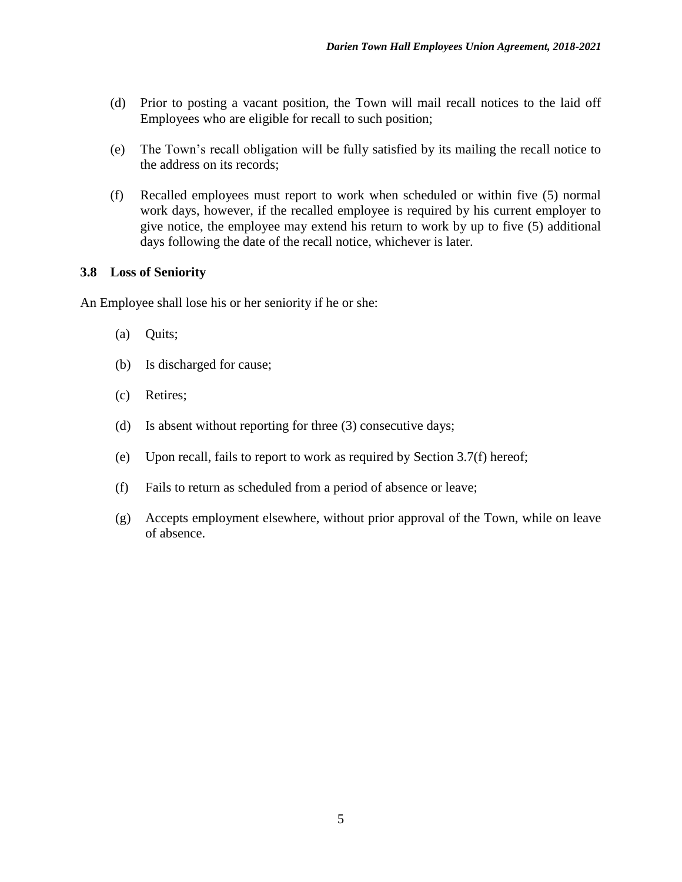(d) Prior to posting a vacant position, the Town will mail recall notices to the laid off Employees who are eligible for recall to such position;

(e) The Town's recall obligation will be fully satisfied by its mailing the recall notice to the address on its records;

(f) Recalled employees must report to work when scheduled or within five (5) normal work days, however, if the recalled employee is required by his current employer to give notice, the employee may extend his return to work by up to five (5) additional days following the date of the recall notice, whichever is later.

### 3.8 Loss of Seniority

An Employee shall lose his or her seniority if he or she:

(a) Quits;

(b) Is discharged for cause;

(c) Retires;

(d) Is absent without reporting for three (3) consecutive days;

(e) Upon recall, fails to report to work as required by Section 3.7(f) hereof;

(f) Fails to return as scheduled from a period of absence or leave;

(g) Accepts employment elsewhere, without prior approval of the Town, while on leave of absence.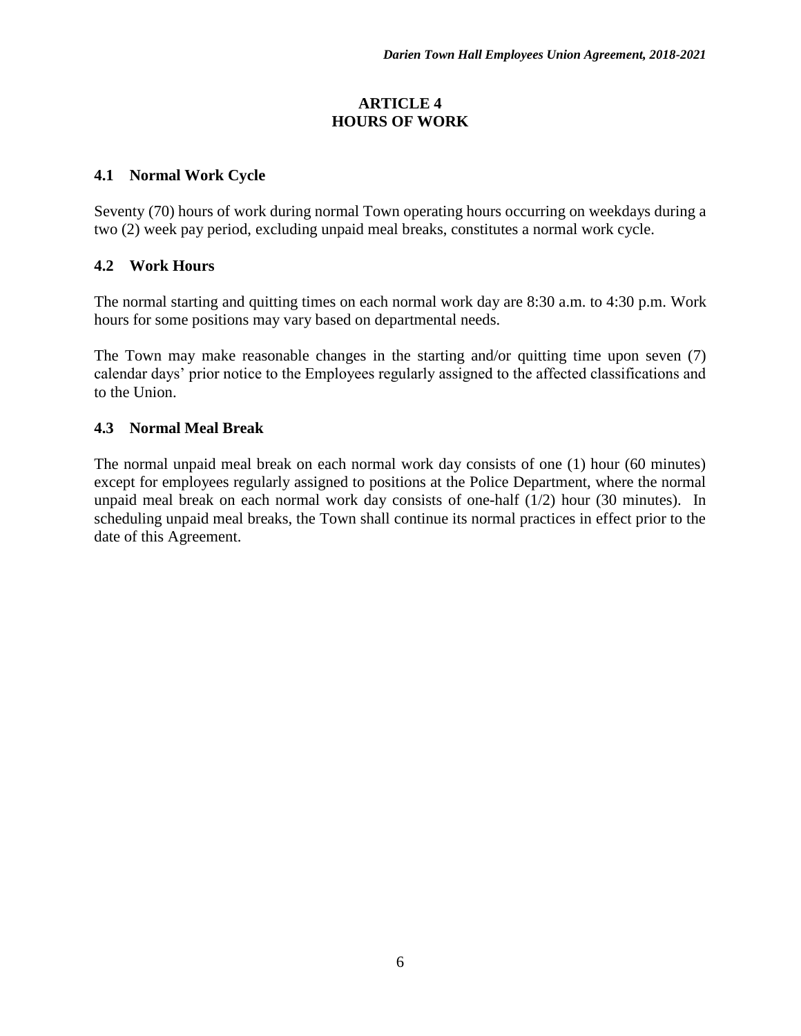## ARTICLE 4
## HOURS OF WORK

### 4.1 Normal Work Cycle

Seventy (70) hours of work during normal Town operating hours occurring on weekdays during a two (2) week pay period, excluding unpaid meal breaks, constitutes a normal work cycle.

### 4.2 Work Hours

The normal starting and quitting times on each normal work day are 8:30 a.m. to 4:30 p.m. Work hours for some positions may vary based on departmental needs.

The Town may make reasonable changes in the starting and/or quitting time upon seven (7) calendar days' prior notice to the Employees regularly assigned to the affected classifications and to the Union.

### 4.3 Normal Meal Break

The normal unpaid meal break on each normal work day consists of one (1) hour (60 minutes) except for employees regularly assigned to positions at the Police Department, where the normal unpaid meal break on each normal work day consists of one-half (1/2) hour (30 minutes). In scheduling unpaid meal breaks, the Town shall continue its normal practices in effect prior to the date of this Agreement.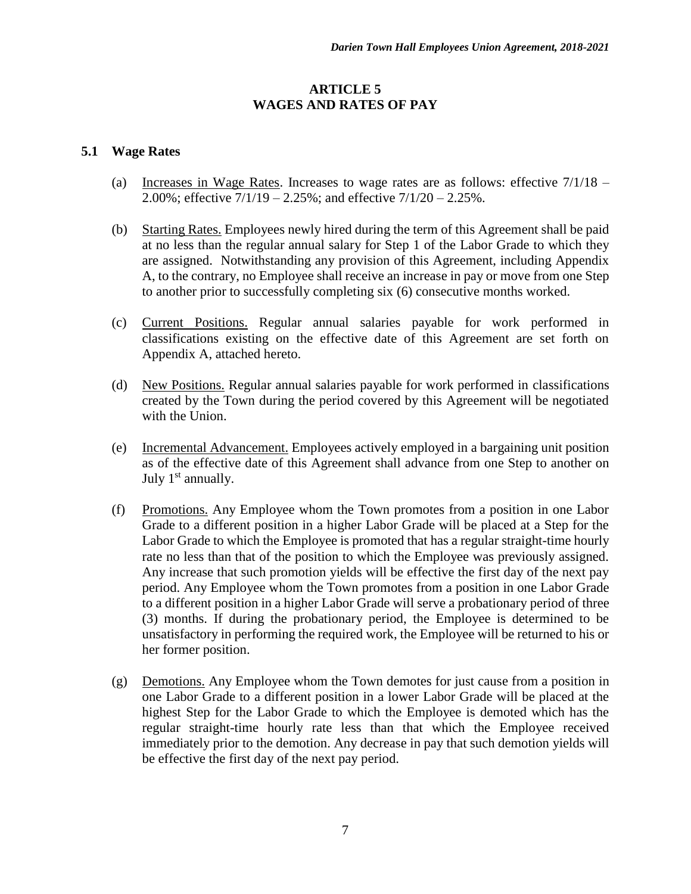## ARTICLE 5
## WAGES AND RATES OF PAY

### 5.1 Wage Rates

(a) Increases in Wage Rates. Increases to wage rates are as follows: effective 7/1/18 – 2.00%; effective 7/1/19 – 2.25%; and effective 7/1/20 – 2.25%.

(b) Starting Rates. Employees newly hired during the term of this Agreement shall be paid at no less than the regular annual salary for Step 1 of the Labor Grade to which they are assigned. Notwithstanding any provision of this Agreement, including Appendix A, to the contrary, no Employee shall receive an increase in pay or move from one Step to another prior to successfully completing six (6) consecutive months worked.

(c) Current Positions. Regular annual salaries payable for work performed in classifications existing on the effective date of this Agreement are set forth on Appendix A, attached hereto.

(d) New Positions. Regular annual salaries payable for work performed in classifications created by the Town during the period covered by this Agreement will be negotiated with the Union.

(e) Incremental Advancement. Employees actively employed in a bargaining unit position as of the effective date of this Agreement shall advance from one Step to another on July 1st annually.

(f) Promotions. Any Employee whom the Town promotes from a position in one Labor Grade to a different position in a higher Labor Grade will be placed at a Step for the Labor Grade to which the Employee is promoted that has a regular straight-time hourly rate no less than that of the position to which the Employee was previously assigned. Any increase that such promotion yields will be effective the first day of the next pay period. Any Employee whom the Town promotes from a position in one Labor Grade to a different position in a higher Labor Grade will serve a probationary period of three (3) months. If during the probationary period, the Employee is determined to be unsatisfactory in performing the required work, the Employee will be returned to his or her former position.

(g) Demotions. Any Employee whom the Town demotes for just cause from a position in one Labor Grade to a different position in a lower Labor Grade will be placed at the highest Step for the Labor Grade to which the Employee is demoted which has the regular straight-time hourly rate less than that which the Employee received immediately prior to the demotion. Any decrease in pay that such demotion yields will be effective the first day of the next pay period.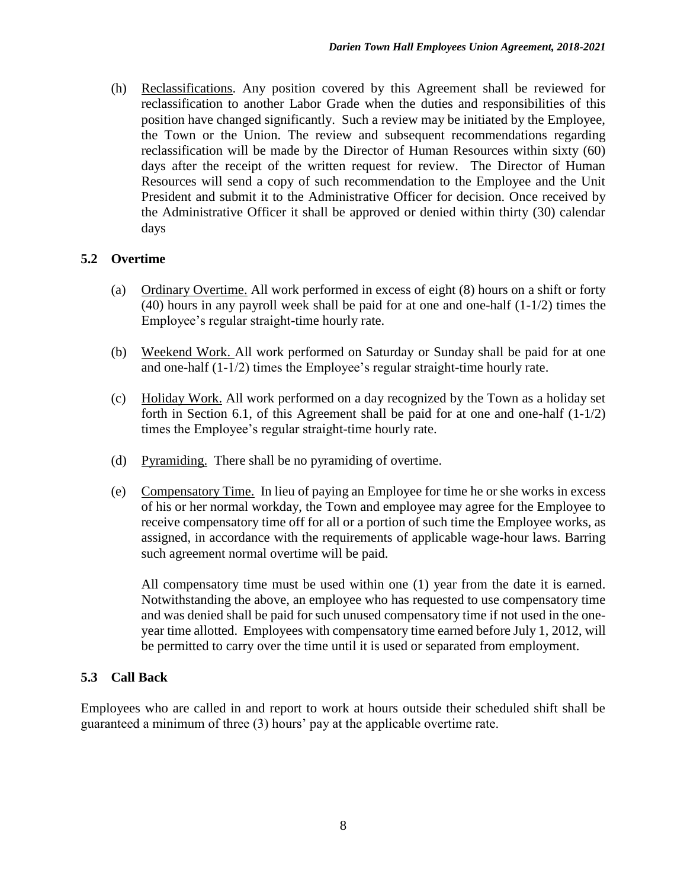(h) Reclassifications. Any position covered by this Agreement shall be reviewed for reclassification to another Labor Grade when the duties and responsibilities of this position have changed significantly. Such a review may be initiated by the Employee, the Town or the Union. The review and subsequent recommendations regarding reclassification will be made by the Director of Human Resources within sixty (60) days after the receipt of the written request for review. The Director of Human Resources will send a copy of such recommendation to the Employee and the Unit President and submit it to the Administrative Officer for decision. Once received by the Administrative Officer it shall be approved or denied within thirty (30) calendar days

## 5.2 Overtime

(a) Ordinary Overtime. All work performed in excess of eight (8) hours on a shift or forty (40) hours in any payroll week shall be paid for at one and one-half (1-1/2) times the Employee's regular straight-time hourly rate.

(b) Weekend Work. All work performed on Saturday or Sunday shall be paid for at one and one-half (1-1/2) times the Employee's regular straight-time hourly rate.

(c) Holiday Work. All work performed on a day recognized by the Town as a holiday set forth in Section 6.1, of this Agreement shall be paid for at one and one-half (1-1/2) times the Employee's regular straight-time hourly rate.

(d) Pyramiding. There shall be no pyramiding of overtime.

(e) Compensatory Time. In lieu of paying an Employee for time he or she works in excess of his or her normal workday, the Town and employee may agree for the Employee to receive compensatory time off for all or a portion of such time the Employee works, as assigned, in accordance with the requirements of applicable wage-hour laws. Barring such agreement normal overtime will be paid.

All compensatory time must be used within one (1) year from the date it is earned. Notwithstanding the above, an employee who has requested to use compensatory time and was denied shall be paid for such unused compensatory time if not used in the one-year time allotted. Employees with compensatory time earned before July 1, 2012, will be permitted to carry over the time until it is used or separated from employment.

## 5.3 Call Back

Employees who are called in and report to work at hours outside their scheduled shift shall be guaranteed a minimum of three (3) hours' pay at the applicable overtime rate.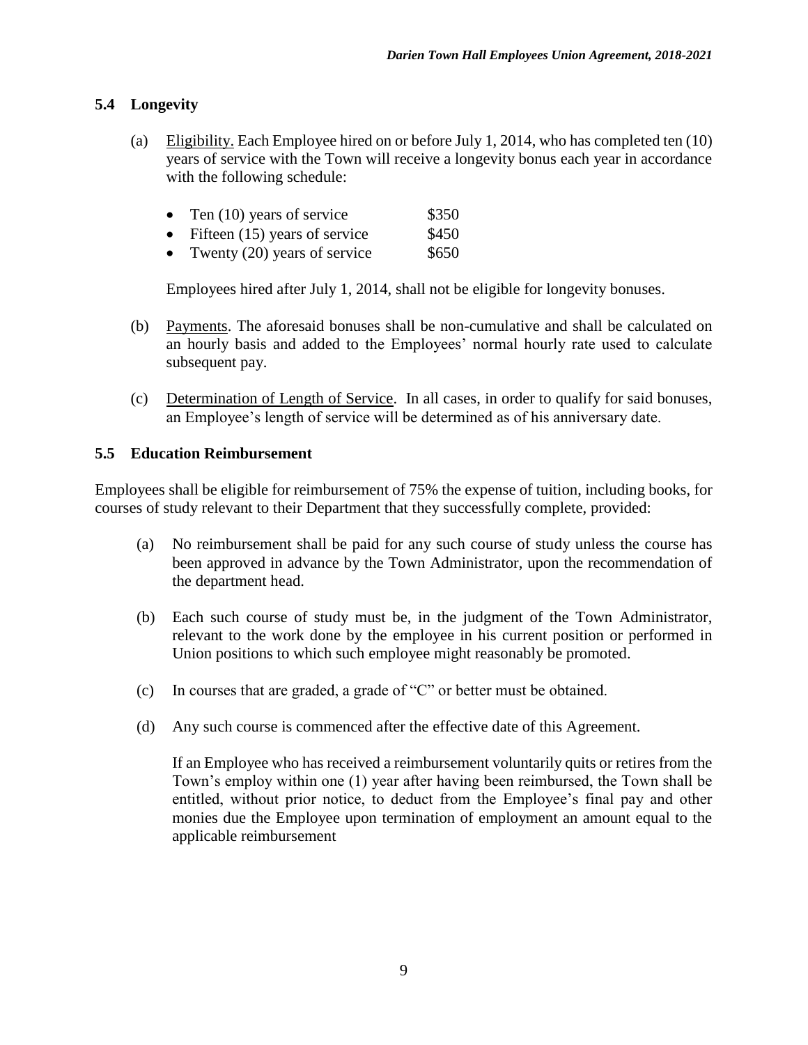## 5.4 Longevity

(a) Eligibility. Each Employee hired on or before July 1, 2014, who has completed ten (10) years of service with the Town will receive a longevity bonus each year in accordance with the following schedule:

- Ten (10) years of service $350
- Fifteen (15) years of service $450
- Twenty (20) years of service $650

Employees hired after July 1, 2014, shall not be eligible for longevity bonuses.

(b) Payments. The aforesaid bonuses shall be non-cumulative and shall be calculated on an hourly basis and added to the Employees' normal hourly rate used to calculate subsequent pay.

(c) Determination of Length of Service. In all cases, in order to qualify for said bonuses, an Employee's length of service will be determined as of his anniversary date.

## 5.5 Education Reimbursement

Employees shall be eligible for reimbursement of 75% the expense of tuition, including books, for courses of study relevant to their Department that they successfully complete, provided:

(a) No reimbursement shall be paid for any such course of study unless the course has been approved in advance by the Town Administrator, upon the recommendation of the department head.

(b) Each such course of study must be, in the judgment of the Town Administrator, relevant to the work done by the employee in his current position or performed in Union positions to which such employee might reasonably be promoted.

(c) In courses that are graded, a grade of "C" or better must be obtained.

(d) Any such course is commenced after the effective date of this Agreement.

If an Employee who has received a reimbursement voluntarily quits or retires from the Town's employ within one (1) year after having been reimbursed, the Town shall be entitled, without prior notice, to deduct from the Employee's final pay and other monies due the Employee upon termination of employment an amount equal to the applicable reimbursement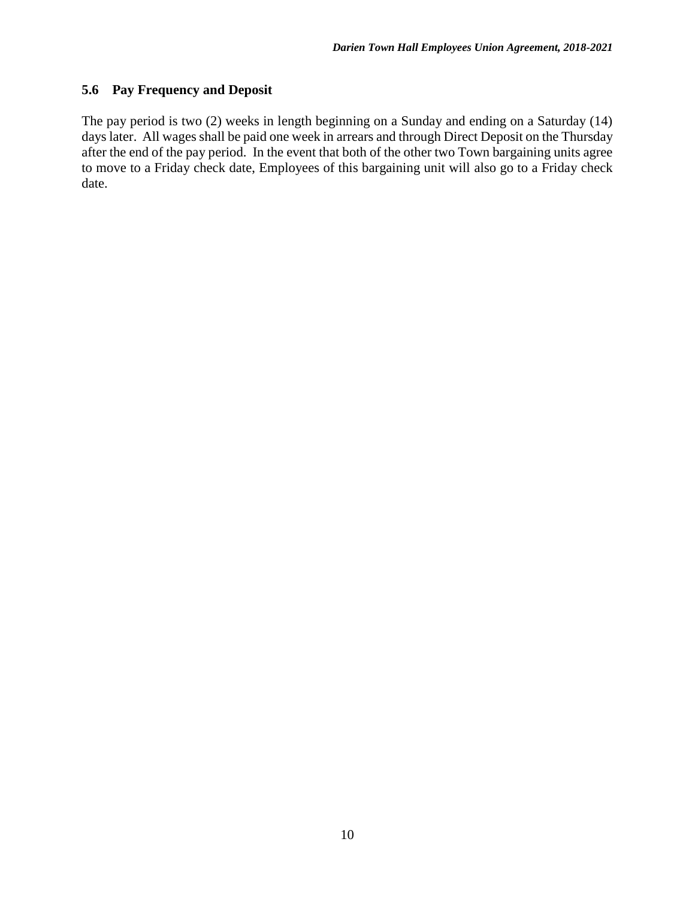### 5.6 Pay Frequency and Deposit

The pay period is two (2) weeks in length beginning on a Sunday and ending on a Saturday (14) days later. All wages shall be paid one week in arrears and through Direct Deposit on the Thursday after the end of the pay period. In the event that both of the other two Town bargaining units agree to move to a Friday check date, Employees of this bargaining unit will also go to a Friday check date.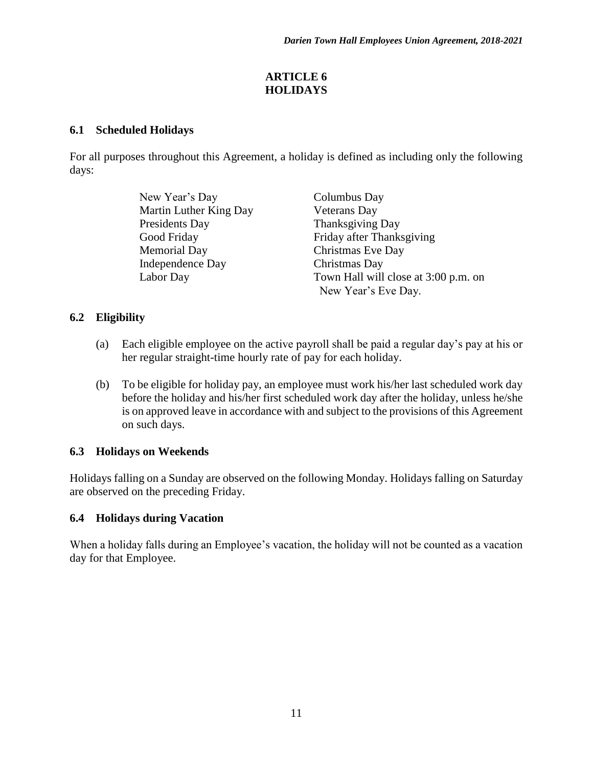# ARTICLE 6
# HOLIDAYS

## 6.1 Scheduled Holidays

For all purposes throughout this Agreement, a holiday is defined as including only the following days:

- New Year's Day
- Martin Luther King Day
- Presidents Day
- Good Friday
- Memorial Day
- Independence Day
- Labor Day
- Columbus Day
- Veterans Day
- Thanksgiving Day
- Friday after Thanksgiving
- Christmas Eve Day
- Christmas Day
- Town Hall will close at 3:00 p.m. on New Year's Eve Day.

## 6.2 Eligibility

(a) Each eligible employee on the active payroll shall be paid a regular day's pay at his or her regular straight-time hourly rate of pay for each holiday.

(b) To be eligible for holiday pay, an employee must work his/her last scheduled work day before the holiday and his/her first scheduled work day after the holiday, unless he/she is on approved leave in accordance with and subject to the provisions of this Agreement on such days.

## 6.3 Holidays on Weekends

Holidays falling on a Sunday are observed on the following Monday. Holidays falling on Saturday are observed on the preceding Friday.

## 6.4 Holidays during Vacation

When a holiday falls during an Employee's vacation, the holiday will not be counted as a vacation day for that Employee.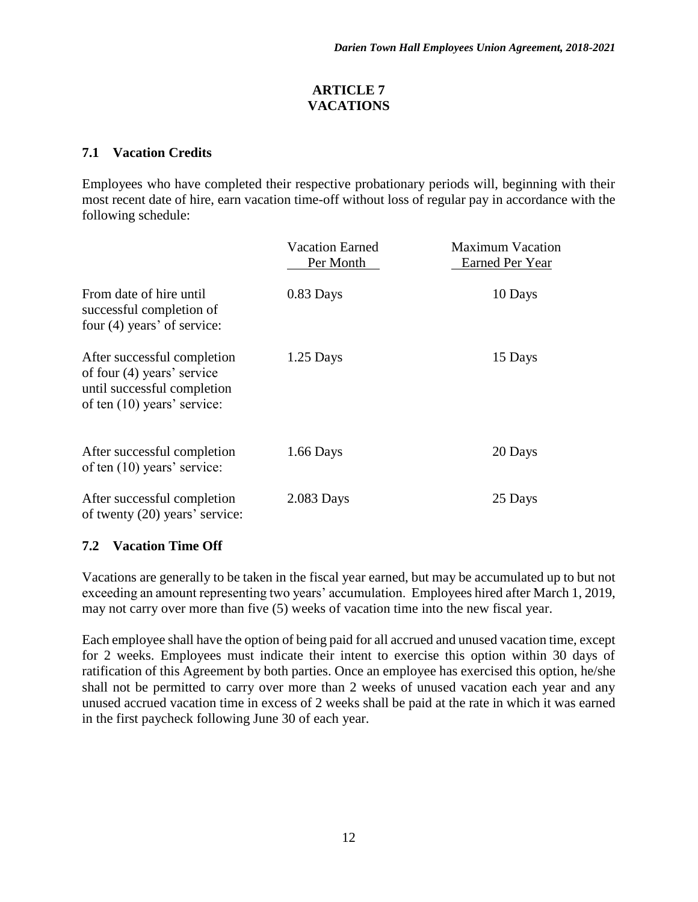## ARTICLE 7
## VACATIONS

### 7.1 Vacation Credits

Employees who have completed their respective probationary periods will, beginning with their most recent date of hire, earn vacation time-off without loss of regular pay in accordance with the following schedule:

| | Vacation Earned Per Month | Maximum Vacation Earned Per Year |
|---|---|---|
| From date of hire until successful completion of four (4) years' of service: | 0.83 Days | 10 Days |
| After successful completion of four (4) years' service until successful completion of ten (10) years' service: | 1.25 Days | 15 Days |
| After successful completion of ten (10) years' service: | 1.66 Days | 20 Days |
| After successful completion of twenty (20) years' service: | 2.083 Days | 25 Days |

### 7.2 Vacation Time Off

Vacations are generally to be taken in the fiscal year earned, but may be accumulated up to but not exceeding an amount representing two years' accumulation. Employees hired after March 1, 2019, may not carry over more than five (5) weeks of vacation time into the new fiscal year.

Each employee shall have the option of being paid for all accrued and unused vacation time, except for 2 weeks. Employees must indicate their intent to exercise this option within 30 days of ratification of this Agreement by both parties. Once an employee has exercised this option, he/she shall not be permitted to carry over more than 2 weeks of unused vacation each year and any unused accrued vacation time in excess of 2 weeks shall be paid at the rate in which it was earned in the first paycheck following June 30 of each year.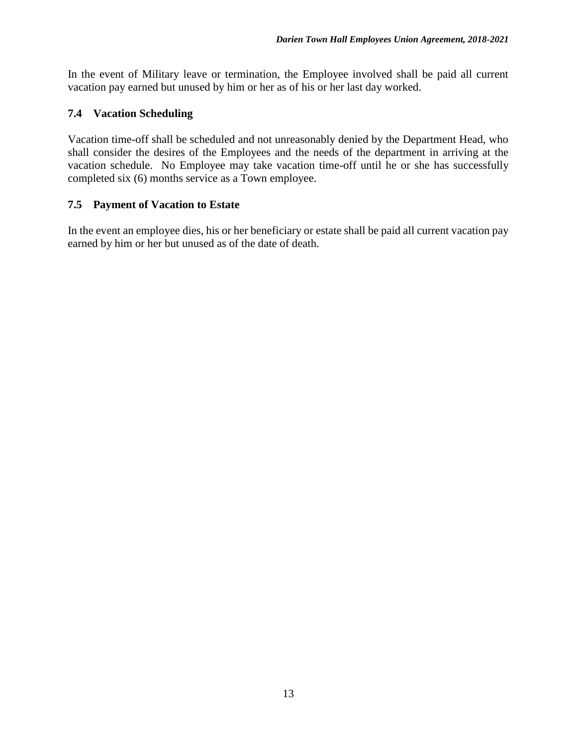In the event of Military leave or termination, the Employee involved shall be paid all current vacation pay earned but unused by him or her as of his or her last day worked.

### 7.4 Vacation Scheduling

Vacation time-off shall be scheduled and not unreasonably denied by the Department Head, who shall consider the desires of the Employees and the needs of the department in arriving at the vacation schedule. No Employee may take vacation time-off until he or she has successfully completed six (6) months service as a Town employee.

### 7.5 Payment of Vacation to Estate

In the event an employee dies, his or her beneficiary or estate shall be paid all current vacation pay earned by him or her but unused as of the date of death.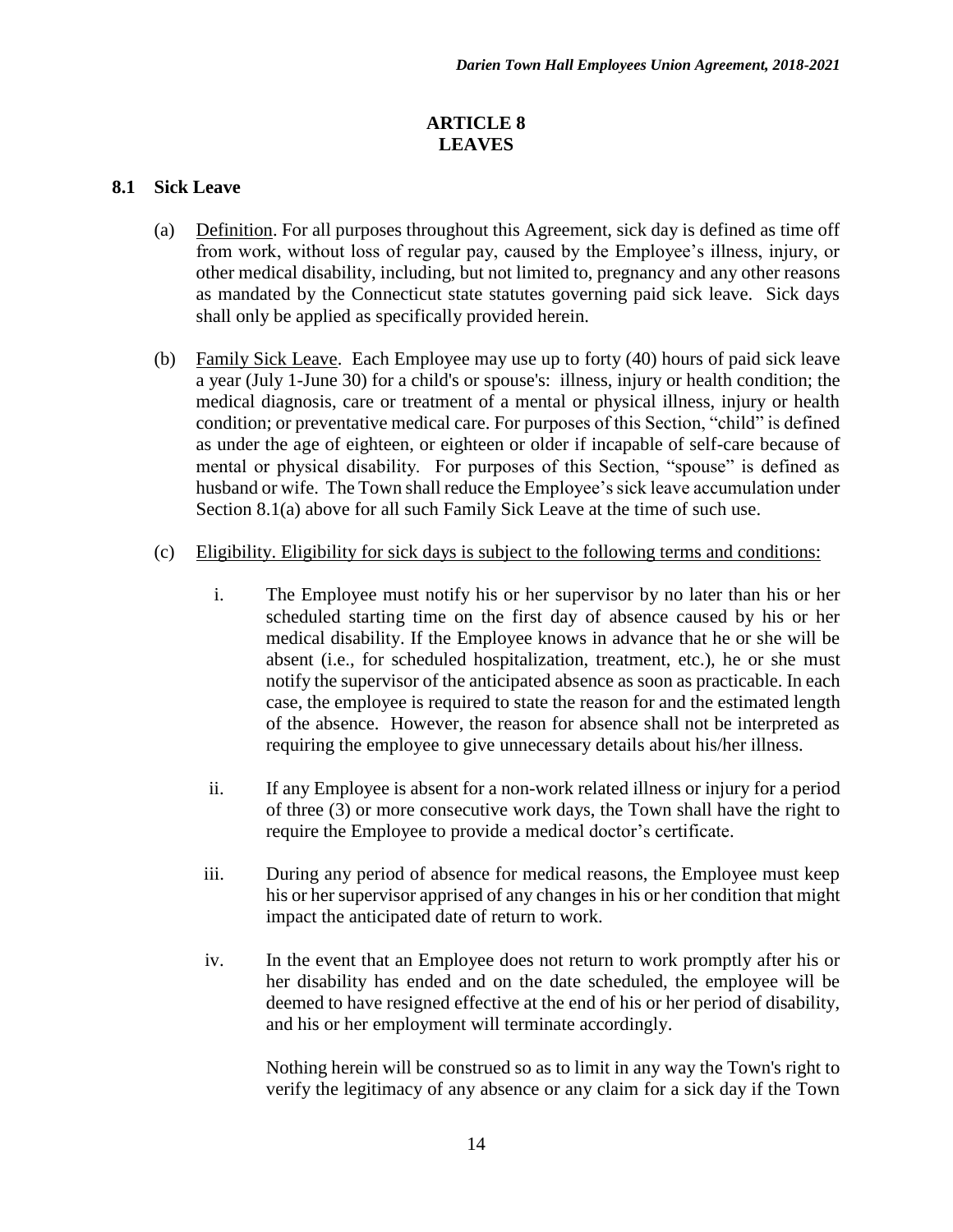## ARTICLE 8
## LEAVES

### 8.1 Sick Leave

(a) Definition. For all purposes throughout this Agreement, sick day is defined as time off from work, without loss of regular pay, caused by the Employee's illness, injury, or other medical disability, including, but not limited to, pregnancy and any other reasons as mandated by the Connecticut state statutes governing paid sick leave. Sick days shall only be applied as specifically provided herein.

(b) Family Sick Leave. Each Employee may use up to forty (40) hours of paid sick leave a year (July 1-June 30) for a child's or spouse's: illness, injury or health condition; the medical diagnosis, care or treatment of a mental or physical illness, injury or health condition; or preventative medical care. For purposes of this Section, "child" is defined as under the age of eighteen, or eighteen or older if incapable of self-care because of mental or physical disability. For purposes of this Section, "spouse" is defined as husband or wife. The Town shall reduce the Employee's sick leave accumulation under Section 8.1(a) above for all such Family Sick Leave at the time of such use.

(c) Eligibility. Eligibility for sick days is subject to the following terms and conditions:

i. The Employee must notify his or her supervisor by no later than his or her scheduled starting time on the first day of absence caused by his or her medical disability. If the Employee knows in advance that he or she will be absent (i.e., for scheduled hospitalization, treatment, etc.), he or she must notify the supervisor of the anticipated absence as soon as practicable. In each case, the employee is required to state the reason for and the estimated length of the absence. However, the reason for absence shall not be interpreted as requiring the employee to give unnecessary details about his/her illness.

ii. If any Employee is absent for a non-work related illness or injury for a period of three (3) or more consecutive work days, the Town shall have the right to require the Employee to provide a medical doctor's certificate.

iii. During any period of absence for medical reasons, the Employee must keep his or her supervisor apprised of any changes in his or her condition that might impact the anticipated date of return to work.

iv. In the event that an Employee does not return to work promptly after his or her disability has ended and on the date scheduled, the employee will be deemed to have resigned effective at the end of his or her period of disability, and his or her employment will terminate accordingly.

Nothing herein will be construed so as to limit in any way the Town's right to verify the legitimacy of any absence or any claim for a sick day if the Town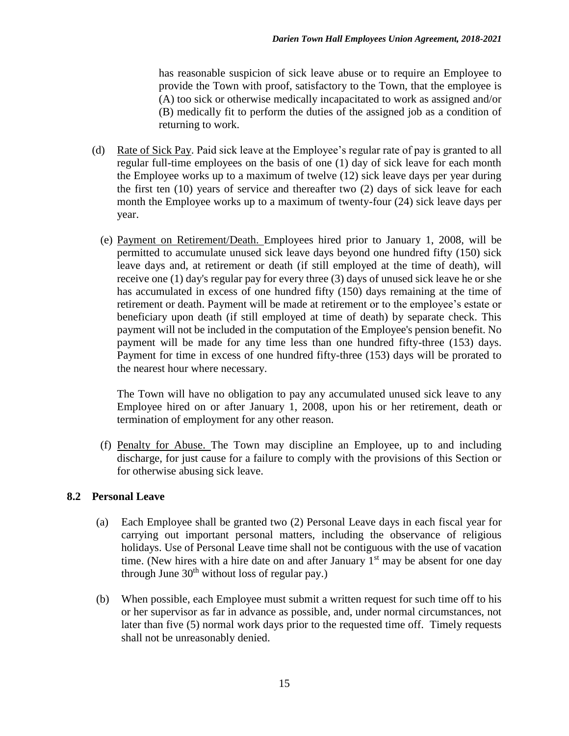has reasonable suspicion of sick leave abuse or to require an Employee to provide the Town with proof, satisfactory to the Town, that the employee is (A) too sick or otherwise medically incapacitated to work as assigned and/or (B) medically fit to perform the duties of the assigned job as a condition of returning to work.

(d) Rate of Sick Pay. Paid sick leave at the Employee's regular rate of pay is granted to all regular full-time employees on the basis of one (1) day of sick leave for each month the Employee works up to a maximum of twelve (12) sick leave days per year during the first ten (10) years of service and thereafter two (2) days of sick leave for each month the Employee works up to a maximum of twenty-four (24) sick leave days per year.

(e) Payment on Retirement/Death. Employees hired prior to January 1, 2008, will be permitted to accumulate unused sick leave days beyond one hundred fifty (150) sick leave days and, at retirement or death (if still employed at the time of death), will receive one (1) day's regular pay for every three (3) days of unused sick leave he or she has accumulated in excess of one hundred fifty (150) days remaining at the time of retirement or death. Payment will be made at retirement or to the employee's estate or beneficiary upon death (if still employed at time of death) by separate check. This payment will not be included in the computation of the Employee's pension benefit. No payment will be made for any time less than one hundred fifty-three (153) days. Payment for time in excess of one hundred fifty-three (153) days will be prorated to the nearest hour where necessary.

The Town will have no obligation to pay any accumulated unused sick leave to any Employee hired on or after January 1, 2008, upon his or her retirement, death or termination of employment for any other reason.

(f) Penalty for Abuse. The Town may discipline an Employee, up to and including discharge, for just cause for a failure to comply with the provisions of this Section or for otherwise abusing sick leave.

### 8.2 Personal Leave

(a) Each Employee shall be granted two (2) Personal Leave days in each fiscal year for carrying out important personal matters, including the observance of religious holidays. Use of Personal Leave time shall not be contiguous with the use of vacation time. (New hires with a hire date on and after January 1st may be absent for one day through June 30th without loss of regular pay.)

(b) When possible, each Employee must submit a written request for such time off to his or her supervisor as far in advance as possible, and, under normal circumstances, not later than five (5) normal work days prior to the requested time off. Timely requests shall not be unreasonably denied.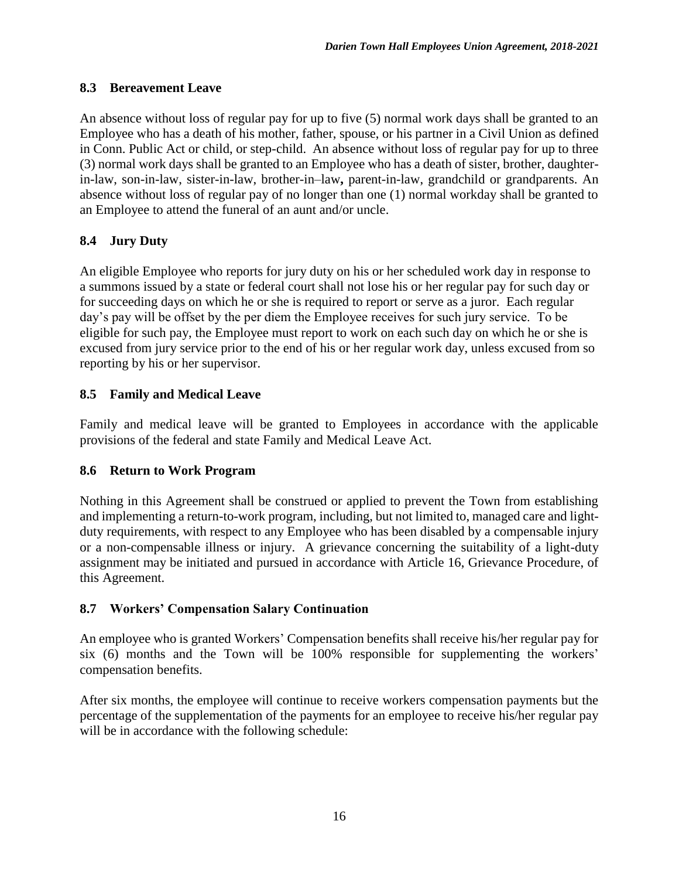### 8.3 Bereavement Leave

An absence without loss of regular pay for up to five (5) normal work days shall be granted to an Employee who has a death of his mother, father, spouse, or his partner in a Civil Union as defined in Conn. Public Act or child, or step-child. An absence without loss of regular pay for up to three (3) normal work days shall be granted to an Employee who has a death of sister, brother, daughter-in-law, son-in-law, sister-in-law, brother-in–law**,** parent-in-law, grandchild or grandparents. An absence without loss of regular pay of no longer than one (1) normal workday shall be granted to an Employee to attend the funeral of an aunt and/or uncle.

### 8.4 Jury Duty

An eligible Employee who reports for jury duty on his or her scheduled work day in response to a summons issued by a state or federal court shall not lose his or her regular pay for such day or for succeeding days on which he or she is required to report or serve as a juror. Each regular day's pay will be offset by the per diem the Employee receives for such jury service. To be eligible for such pay, the Employee must report to work on each such day on which he or she is excused from jury service prior to the end of his or her regular work day, unless excused from so reporting by his or her supervisor.

### 8.5 Family and Medical Leave

Family and medical leave will be granted to Employees in accordance with the applicable provisions of the federal and state Family and Medical Leave Act.

### 8.6 Return to Work Program

Nothing in this Agreement shall be construed or applied to prevent the Town from establishing and implementing a return-to-work program, including, but not limited to, managed care and light-duty requirements, with respect to any Employee who has been disabled by a compensable injury or a non-compensable illness or injury. A grievance concerning the suitability of a light-duty assignment may be initiated and pursued in accordance with Article 16, Grievance Procedure, of this Agreement.

### 8.7 Workers' Compensation Salary Continuation

An employee who is granted Workers' Compensation benefits shall receive his/her regular pay for six (6) months and the Town will be 100% responsible for supplementing the workers' compensation benefits.

After six months, the employee will continue to receive workers compensation payments but the percentage of the supplementation of the payments for an employee to receive his/her regular pay will be in accordance with the following schedule: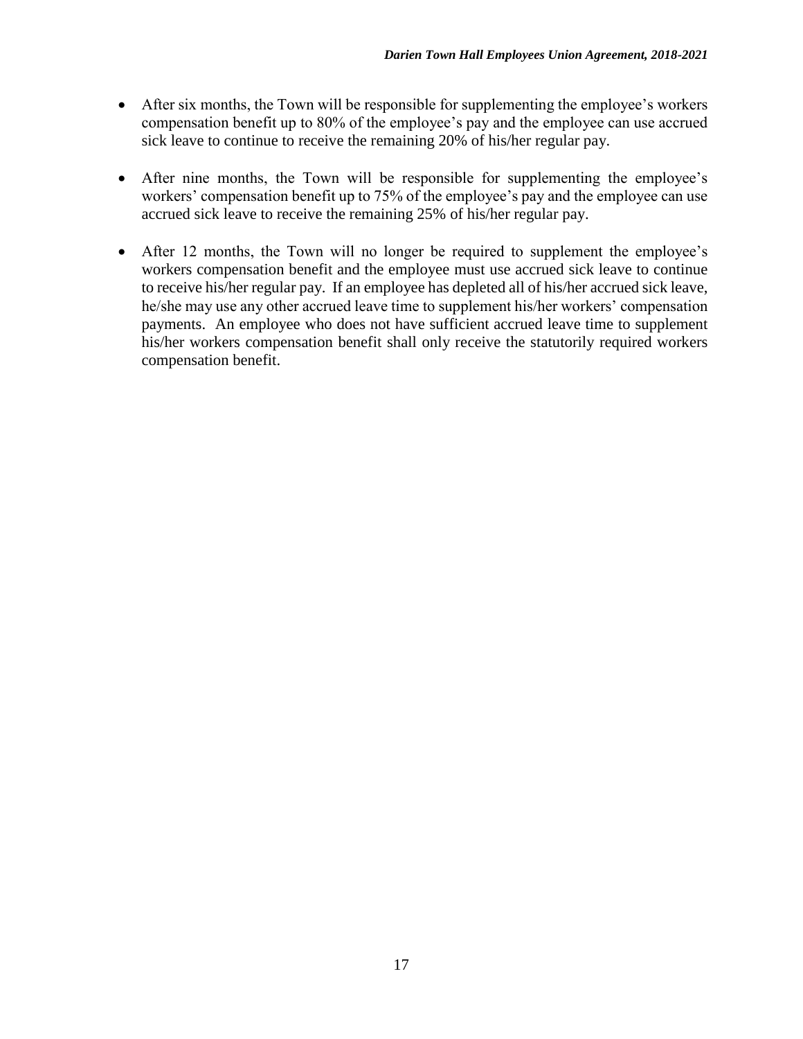- After six months, the Town will be responsible for supplementing the employee's workers compensation benefit up to 80% of the employee's pay and the employee can use accrued sick leave to continue to receive the remaining 20% of his/her regular pay.

- After nine months, the Town will be responsible for supplementing the employee's workers' compensation benefit up to 75% of the employee's pay and the employee can use accrued sick leave to receive the remaining 25% of his/her regular pay.

- After 12 months, the Town will no longer be required to supplement the employee's workers compensation benefit and the employee must use accrued sick leave to continue to receive his/her regular pay. If an employee has depleted all of his/her accrued sick leave, he/she may use any other accrued leave time to supplement his/her workers' compensation payments. An employee who does not have sufficient accrued leave time to supplement his/her workers compensation benefit shall only receive the statutorily required workers compensation benefit.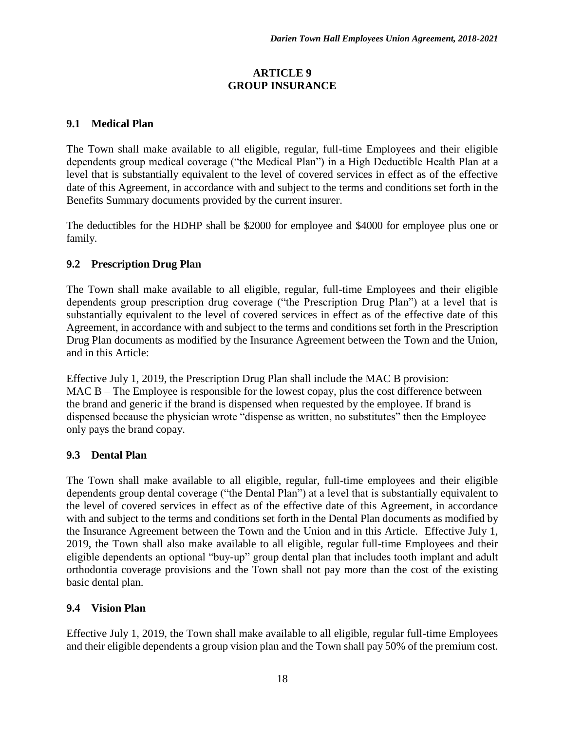# ARTICLE 9
# GROUP INSURANCE

## 9.1 Medical Plan

The Town shall make available to all eligible, regular, full-time Employees and their eligible dependents group medical coverage ("the Medical Plan") in a High Deductible Health Plan at a level that is substantially equivalent to the level of covered services in effect as of the effective date of this Agreement, in accordance with and subject to the terms and conditions set forth in the Benefits Summary documents provided by the current insurer.

The deductibles for the HDHP shall be $2000 for employee and $4000 for employee plus one or family.

## 9.2 Prescription Drug Plan

The Town shall make available to all eligible, regular, full-time Employees and their eligible dependents group prescription drug coverage ("the Prescription Drug Plan") at a level that is substantially equivalent to the level of covered services in effect as of the effective date of this Agreement, in accordance with and subject to the terms and conditions set forth in the Prescription Drug Plan documents as modified by the Insurance Agreement between the Town and the Union, and in this Article:

Effective July 1, 2019, the Prescription Drug Plan shall include the MAC B provision:
MAC B – The Employee is responsible for the lowest copay, plus the cost difference between the brand and generic if the brand is dispensed when requested by the employee. If brand is dispensed because the physician wrote "dispense as written, no substitutes" then the Employee only pays the brand copay.

## 9.3 Dental Plan

The Town shall make available to all eligible, regular, full-time employees and their eligible dependents group dental coverage ("the Dental Plan") at a level that is substantially equivalent to the level of covered services in effect as of the effective date of this Agreement, in accordance with and subject to the terms and conditions set forth in the Dental Plan documents as modified by the Insurance Agreement between the Town and the Union and in this Article. Effective July 1, 2019, the Town shall also make available to all eligible, regular full-time Employees and their eligible dependents an optional "buy-up" group dental plan that includes tooth implant and adult orthodontia coverage provisions and the Town shall not pay more than the cost of the existing basic dental plan.

## 9.4 Vision Plan

Effective July 1, 2019, the Town shall make available to all eligible, regular full-time Employees and their eligible dependents a group vision plan and the Town shall pay 50% of the premium cost.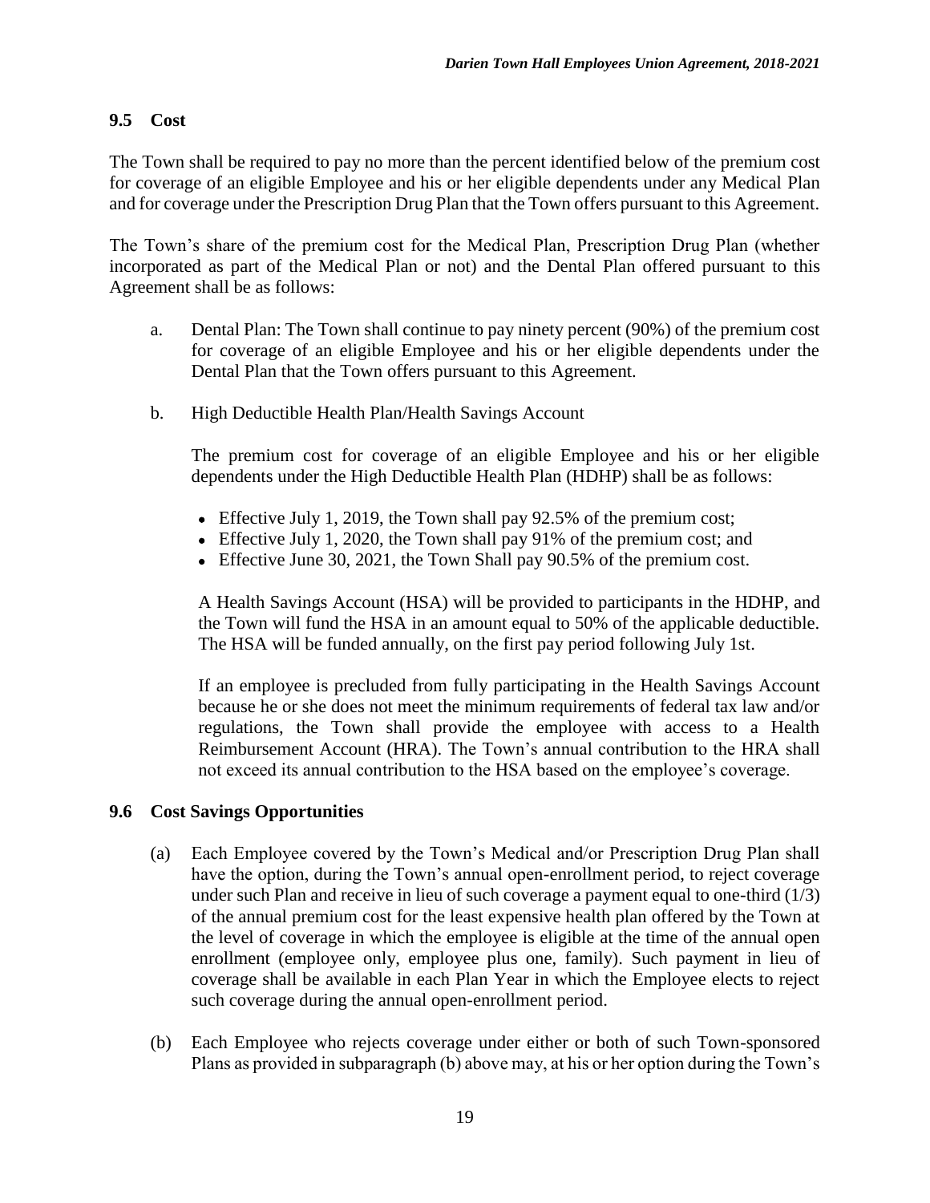### 9.5 Cost

The Town shall be required to pay no more than the percent identified below of the premium cost for coverage of an eligible Employee and his or her eligible dependents under any Medical Plan and for coverage under the Prescription Drug Plan that the Town offers pursuant to this Agreement.

The Town's share of the premium cost for the Medical Plan, Prescription Drug Plan (whether incorporated as part of the Medical Plan or not) and the Dental Plan offered pursuant to this Agreement shall be as follows:

a. Dental Plan: The Town shall continue to pay ninety percent (90%) of the premium cost for coverage of an eligible Employee and his or her eligible dependents under the Dental Plan that the Town offers pursuant to this Agreement.

b. High Deductible Health Plan/Health Savings Account

   The premium cost for coverage of an eligible Employee and his or her eligible dependents under the High Deductible Health Plan (HDHP) shall be as follows:

   - Effective July 1, 2019, the Town shall pay 92.5% of the premium cost;
   - Effective July 1, 2020, the Town shall pay 91% of the premium cost; and
   - Effective June 30, 2021, the Town Shall pay 90.5% of the premium cost.

   A Health Savings Account (HSA) will be provided to participants in the HDHP, and the Town will fund the HSA in an amount equal to 50% of the applicable deductible. The HSA will be funded annually, on the first pay period following July 1st.

   If an employee is precluded from fully participating in the Health Savings Account because he or she does not meet the minimum requirements of federal tax law and/or regulations, the Town shall provide the employee with access to a Health Reimbursement Account (HRA). The Town's annual contribution to the HRA shall not exceed its annual contribution to the HSA based on the employee's coverage.

### 9.6 Cost Savings Opportunities

(a) Each Employee covered by the Town's Medical and/or Prescription Drug Plan shall have the option, during the Town's annual open-enrollment period, to reject coverage under such Plan and receive in lieu of such coverage a payment equal to one-third (1/3) of the annual premium cost for the least expensive health plan offered by the Town at the level of coverage in which the employee is eligible at the time of the annual open enrollment (employee only, employee plus one, family). Such payment in lieu of coverage shall be available in each Plan Year in which the Employee elects to reject such coverage during the annual open-enrollment period.

(b) Each Employee who rejects coverage under either or both of such Town-sponsored Plans as provided in subparagraph (b) above may, at his or her option during the Town's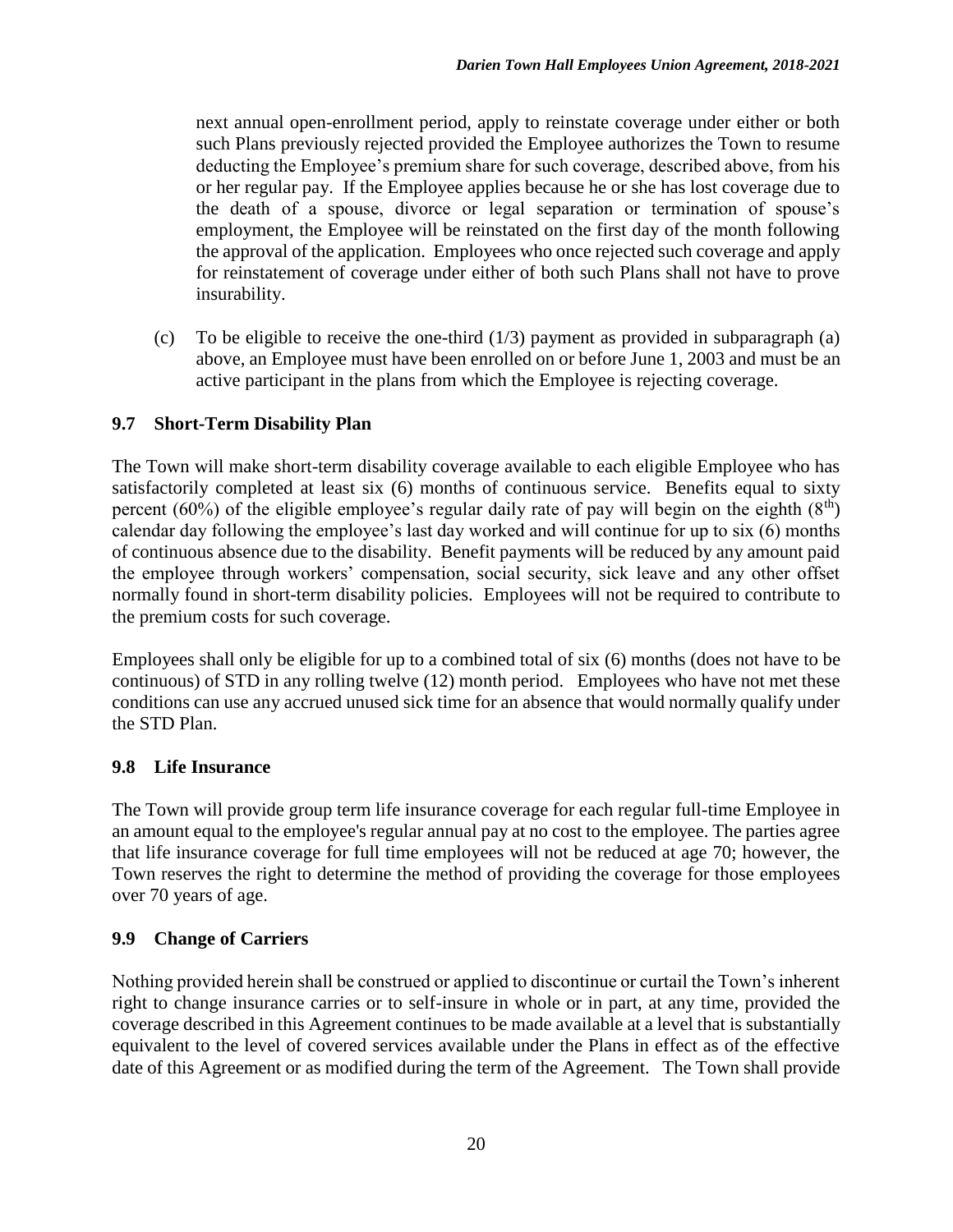next annual open-enrollment period, apply to reinstate coverage under either or both such Plans previously rejected provided the Employee authorizes the Town to resume deducting the Employee's premium share for such coverage, described above, from his or her regular pay. If the Employee applies because he or she has lost coverage due to the death of a spouse, divorce or legal separation or termination of spouse's employment, the Employee will be reinstated on the first day of the month following the approval of the application. Employees who once rejected such coverage and apply for reinstatement of coverage under either of both such Plans shall not have to prove insurability.

(c) To be eligible to receive the one-third (1/3) payment as provided in subparagraph (a) above, an Employee must have been enrolled on or before June 1, 2003 and must be an active participant in the plans from which the Employee is rejecting coverage.

### 9.7 Short-Term Disability Plan

The Town will make short-term disability coverage available to each eligible Employee who has satisfactorily completed at least six (6) months of continuous service. Benefits equal to sixty percent (60%) of the eligible employee's regular daily rate of pay will begin on the eighth (8th) calendar day following the employee's last day worked and will continue for up to six (6) months of continuous absence due to the disability. Benefit payments will be reduced by any amount paid the employee through workers' compensation, social security, sick leave and any other offset normally found in short-term disability policies. Employees will not be required to contribute to the premium costs for such coverage.

Employees shall only be eligible for up to a combined total of six (6) months (does not have to be continuous) of STD in any rolling twelve (12) month period. Employees who have not met these conditions can use any accrued unused sick time for an absence that would normally qualify under the STD Plan.

### 9.8 Life Insurance

The Town will provide group term life insurance coverage for each regular full-time Employee in an amount equal to the employee's regular annual pay at no cost to the employee. The parties agree that life insurance coverage for full time employees will not be reduced at age 70; however, the Town reserves the right to determine the method of providing the coverage for those employees over 70 years of age.

### 9.9 Change of Carriers

Nothing provided herein shall be construed or applied to discontinue or curtail the Town's inherent right to change insurance carries or to self-insure in whole or in part, at any time, provided the coverage described in this Agreement continues to be made available at a level that is substantially equivalent to the level of covered services available under the Plans in effect as of the effective date of this Agreement or as modified during the term of the Agreement. The Town shall provide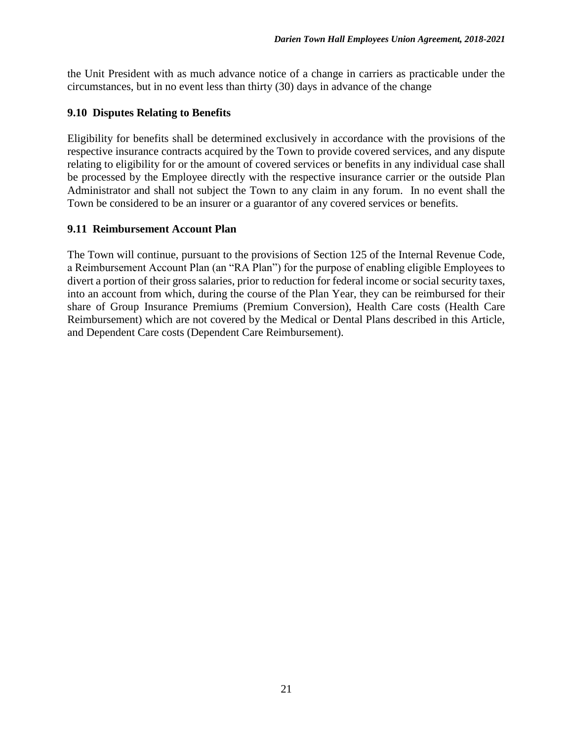the Unit President with as much advance notice of a change in carriers as practicable under the circumstances, but in no event less than thirty (30) days in advance of the change

### 9.10 Disputes Relating to Benefits

Eligibility for benefits shall be determined exclusively in accordance with the provisions of the respective insurance contracts acquired by the Town to provide covered services, and any dispute relating to eligibility for or the amount of covered services or benefits in any individual case shall be processed by the Employee directly with the respective insurance carrier or the outside Plan Administrator and shall not subject the Town to any claim in any forum. In no event shall the Town be considered to be an insurer or a guarantor of any covered services or benefits.

### 9.11 Reimbursement Account Plan

The Town will continue, pursuant to the provisions of Section 125 of the Internal Revenue Code, a Reimbursement Account Plan (an "RA Plan") for the purpose of enabling eligible Employees to divert a portion of their gross salaries, prior to reduction for federal income or social security taxes, into an account from which, during the course of the Plan Year, they can be reimbursed for their share of Group Insurance Premiums (Premium Conversion), Health Care costs (Health Care Reimbursement) which are not covered by the Medical or Dental Plans described in this Article, and Dependent Care costs (Dependent Care Reimbursement).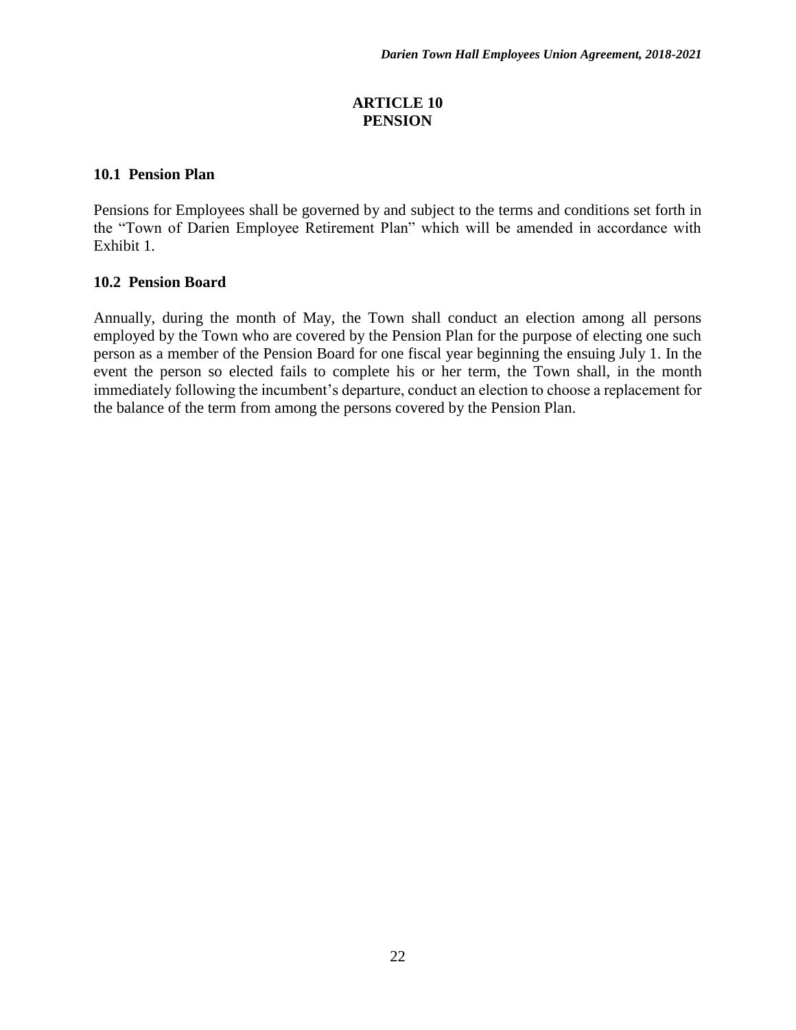## ARTICLE 10
## PENSION

### 10.1 Pension Plan

Pensions for Employees shall be governed by and subject to the terms and conditions set forth in the "Town of Darien Employee Retirement Plan" which will be amended in accordance with Exhibit 1.

### 10.2 Pension Board

Annually, during the month of May, the Town shall conduct an election among all persons employed by the Town who are covered by the Pension Plan for the purpose of electing one such person as a member of the Pension Board for one fiscal year beginning the ensuing July 1. In the event the person so elected fails to complete his or her term, the Town shall, in the month immediately following the incumbent's departure, conduct an election to choose a replacement for the balance of the term from among the persons covered by the Pension Plan.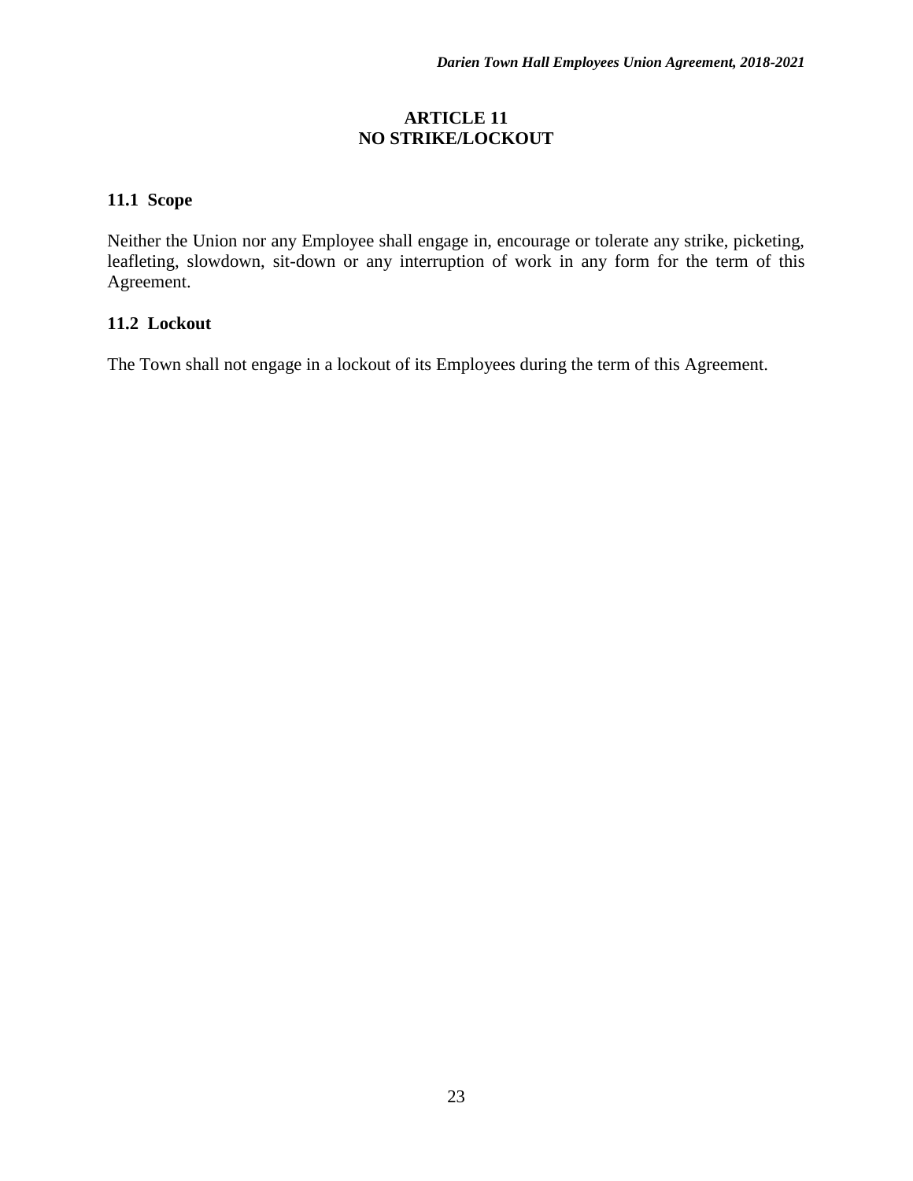# ARTICLE 11
# NO STRIKE/LOCKOUT

## 11.1 Scope

Neither the Union nor any Employee shall engage in, encourage or tolerate any strike, picketing, leafleting, slowdown, sit-down or any interruption of work in any form for the term of this Agreement.

## 11.2 Lockout

The Town shall not engage in a lockout of its Employees during the term of this Agreement.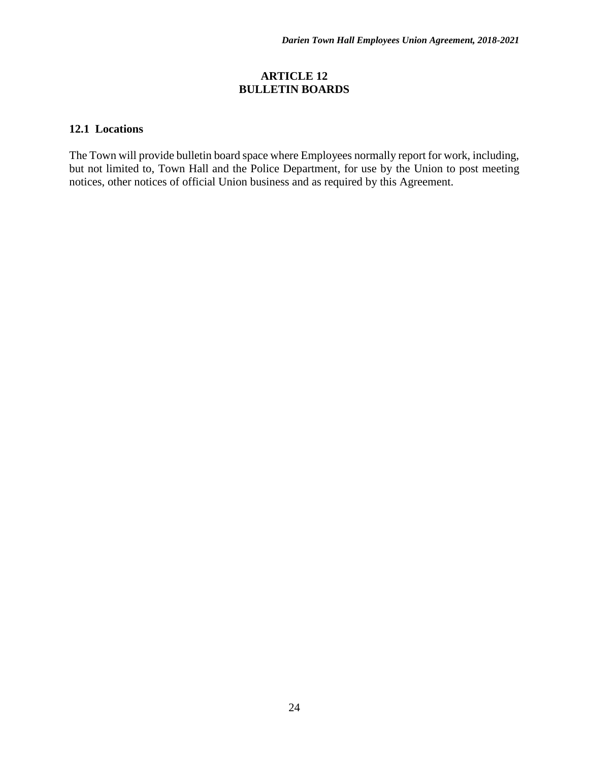# ARTICLE 12
# BULLETIN BOARDS

### 12.1 Locations

The Town will provide bulletin board space where Employees normally report for work, including, but not limited to, Town Hall and the Police Department, for use by the Union to post meeting notices, other notices of official Union business and as required by this Agreement.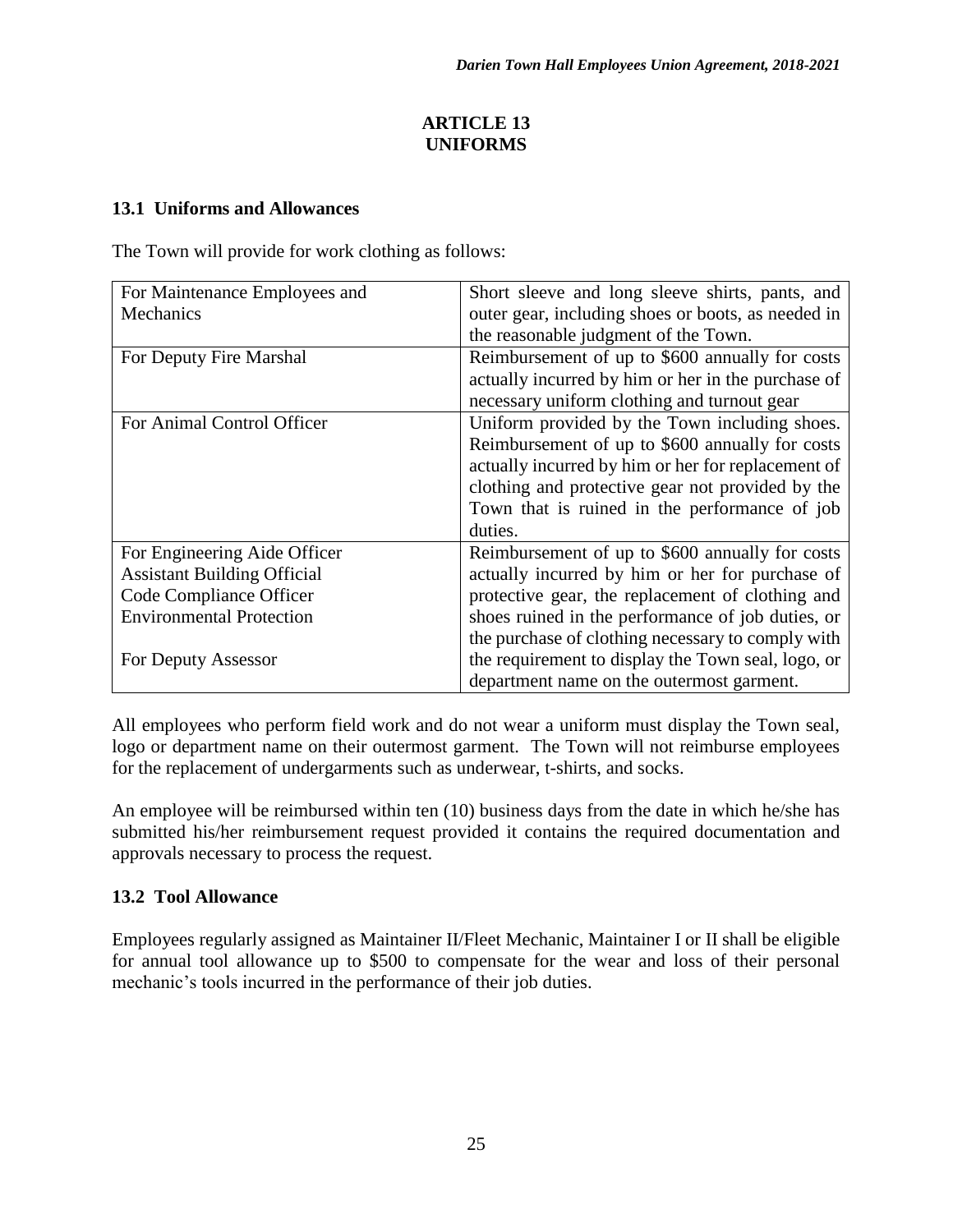# ARTICLE 13
# UNIFORMS

### 13.1 Uniforms and Allowances

The Town will provide for work clothing as follows:

| | |
|---|---|
| For Maintenance Employees and Mechanics | Short sleeve and long sleeve shirts, pants, and outer gear, including shoes or boots, as needed in the reasonable judgment of the Town. |
| For Deputy Fire Marshal | Reimbursement of up to $600 annually for costs actually incurred by him or her in the purchase of necessary uniform clothing and turnout gear |
| For Animal Control Officer | Uniform provided by the Town including shoes. Reimbursement of up to $600 annually for costs actually incurred by him or her for replacement of clothing and protective gear not provided by the Town that is ruined in the performance of job duties. |
| For Engineering Aide Officer<br>Assistant Building Official<br>Code Compliance Officer<br>Environmental Protection<br><br>For Deputy Assessor | Reimbursement of up to $600 annually for costs actually incurred by him or her for purchase of protective gear, the replacement of clothing and shoes ruined in the performance of job duties, or the purchase of clothing necessary to comply with the requirement to display the Town seal, logo, or department name on the outermost garment. |

All employees who perform field work and do not wear a uniform must display the Town seal, logo or department name on their outermost garment. The Town will not reimburse employees for the replacement of undergarments such as underwear, t-shirts, and socks.

An employee will be reimbursed within ten (10) business days from the date in which he/she has submitted his/her reimbursement request provided it contains the required documentation and approvals necessary to process the request.

### 13.2 Tool Allowance

Employees regularly assigned as Maintainer II/Fleet Mechanic, Maintainer I or II shall be eligible for annual tool allowance up to $500 to compensate for the wear and loss of their personal mechanic's tools incurred in the performance of their job duties.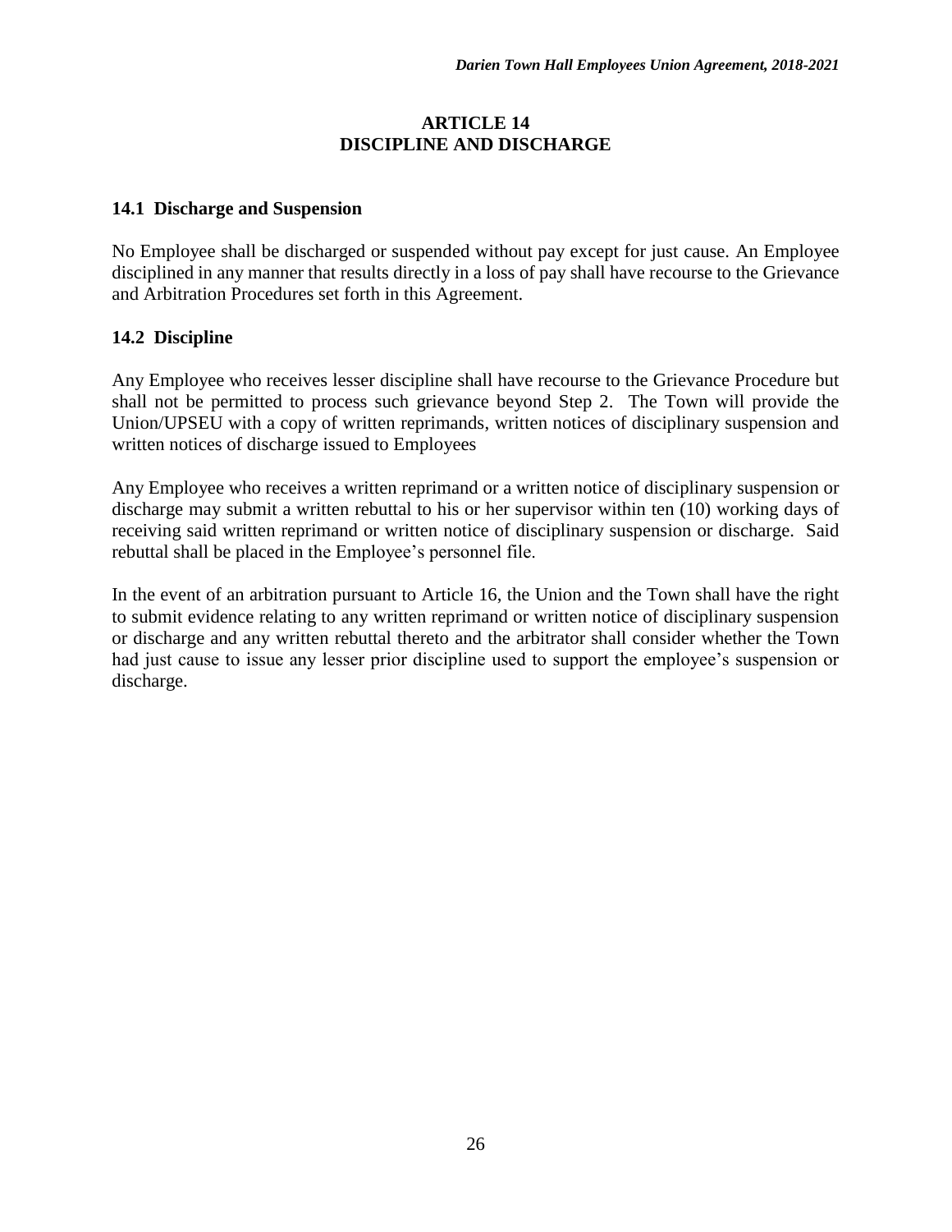# ARTICLE 14
# DISCIPLINE AND DISCHARGE

## 14.1 Discharge and Suspension

No Employee shall be discharged or suspended without pay except for just cause. An Employee disciplined in any manner that results directly in a loss of pay shall have recourse to the Grievance and Arbitration Procedures set forth in this Agreement.

## 14.2 Discipline

Any Employee who receives lesser discipline shall have recourse to the Grievance Procedure but shall not be permitted to process such grievance beyond Step 2. The Town will provide the Union/UPSEU with a copy of written reprimands, written notices of disciplinary suspension and written notices of discharge issued to Employees

Any Employee who receives a written reprimand or a written notice of disciplinary suspension or discharge may submit a written rebuttal to his or her supervisor within ten (10) working days of receiving said written reprimand or written notice of disciplinary suspension or discharge. Said rebuttal shall be placed in the Employee's personnel file.

In the event of an arbitration pursuant to Article 16, the Union and the Town shall have the right to submit evidence relating to any written reprimand or written notice of disciplinary suspension or discharge and any written rebuttal thereto and the arbitrator shall consider whether the Town had just cause to issue any lesser prior discipline used to support the employee's suspension or discharge.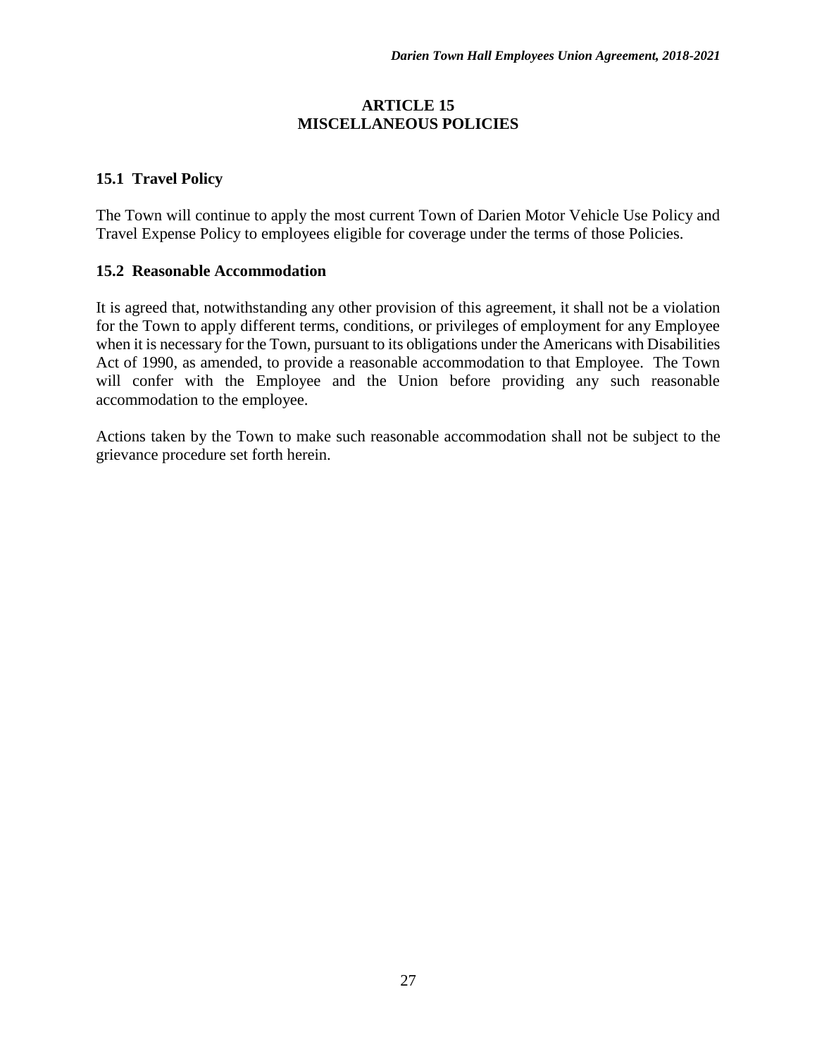# ARTICLE 15
# MISCELLANEOUS POLICIES

## 15.1 Travel Policy

The Town will continue to apply the most current Town of Darien Motor Vehicle Use Policy and Travel Expense Policy to employees eligible for coverage under the terms of those Policies.

## 15.2 Reasonable Accommodation

It is agreed that, notwithstanding any other provision of this agreement, it shall not be a violation for the Town to apply different terms, conditions, or privileges of employment for any Employee when it is necessary for the Town, pursuant to its obligations under the Americans with Disabilities Act of 1990, as amended, to provide a reasonable accommodation to that Employee. The Town will confer with the Employee and the Union before providing any such reasonable accommodation to the employee.

Actions taken by the Town to make such reasonable accommodation shall not be subject to the grievance procedure set forth herein.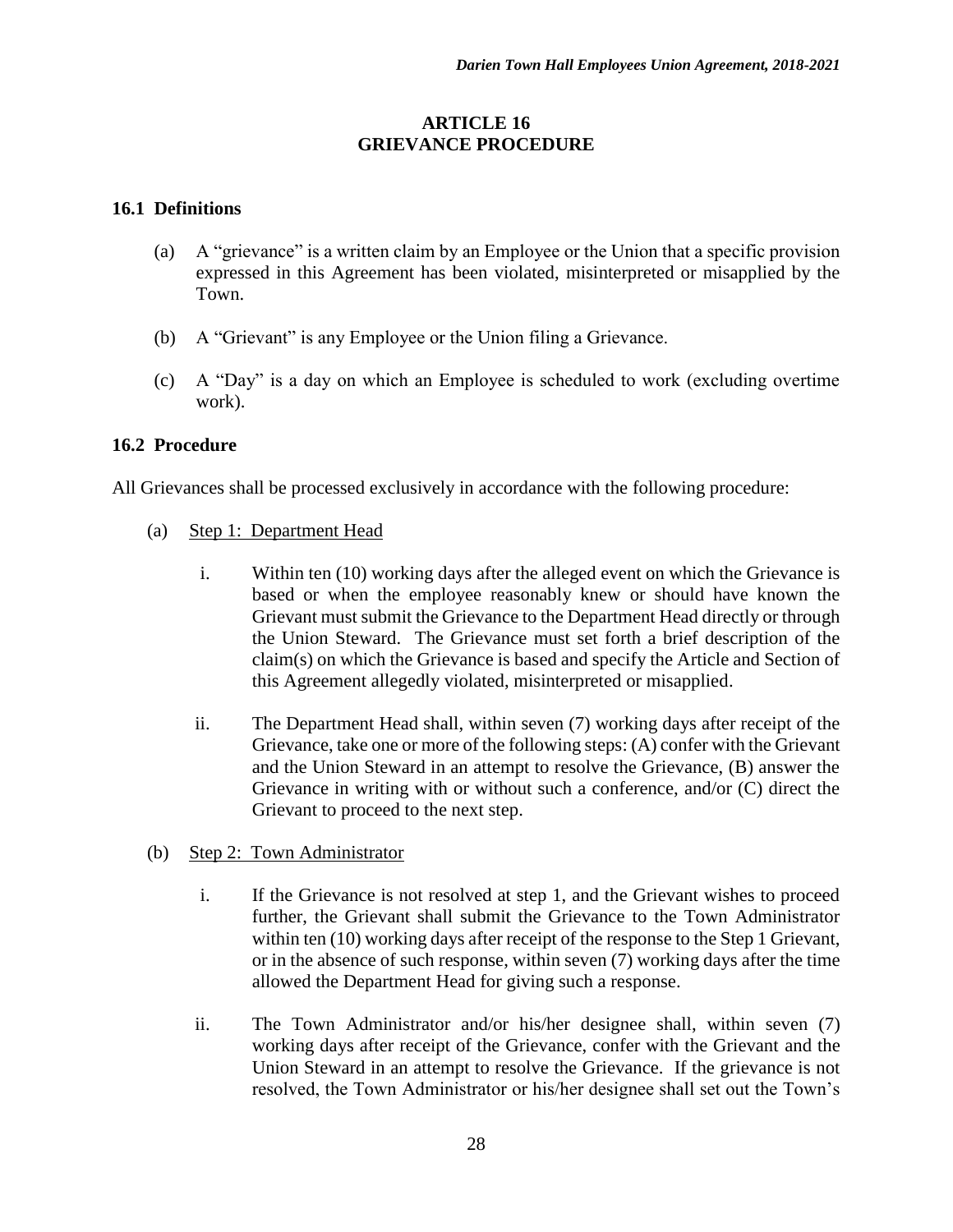## ARTICLE 16
## GRIEVANCE PROCEDURE

### 16.1 Definitions

(a) A "grievance" is a written claim by an Employee or the Union that a specific provision expressed in this Agreement has been violated, misinterpreted or misapplied by the Town.

(b) A "Grievant" is any Employee or the Union filing a Grievance.

(c) A "Day" is a day on which an Employee is scheduled to work (excluding overtime work).

### 16.2 Procedure

All Grievances shall be processed exclusively in accordance with the following procedure:

(a) Step 1: Department Head

i. Within ten (10) working days after the alleged event on which the Grievance is based or when the employee reasonably knew or should have known the Grievant must submit the Grievance to the Department Head directly or through the Union Steward. The Grievance must set forth a brief description of the claim(s) on which the Grievance is based and specify the Article and Section of this Agreement allegedly violated, misinterpreted or misapplied.

ii. The Department Head shall, within seven (7) working days after receipt of the Grievance, take one or more of the following steps: (A) confer with the Grievant and the Union Steward in an attempt to resolve the Grievance, (B) answer the Grievance in writing with or without such a conference, and/or (C) direct the Grievant to proceed to the next step.

(b) Step 2: Town Administrator

i. If the Grievance is not resolved at step 1, and the Grievant wishes to proceed further, the Grievant shall submit the Grievance to the Town Administrator within ten (10) working days after receipt of the response to the Step 1 Grievant, or in the absence of such response, within seven (7) working days after the time allowed the Department Head for giving such a response.

ii. The Town Administrator and/or his/her designee shall, within seven (7) working days after receipt of the Grievance, confer with the Grievant and the Union Steward in an attempt to resolve the Grievance. If the grievance is not resolved, the Town Administrator or his/her designee shall set out the Town's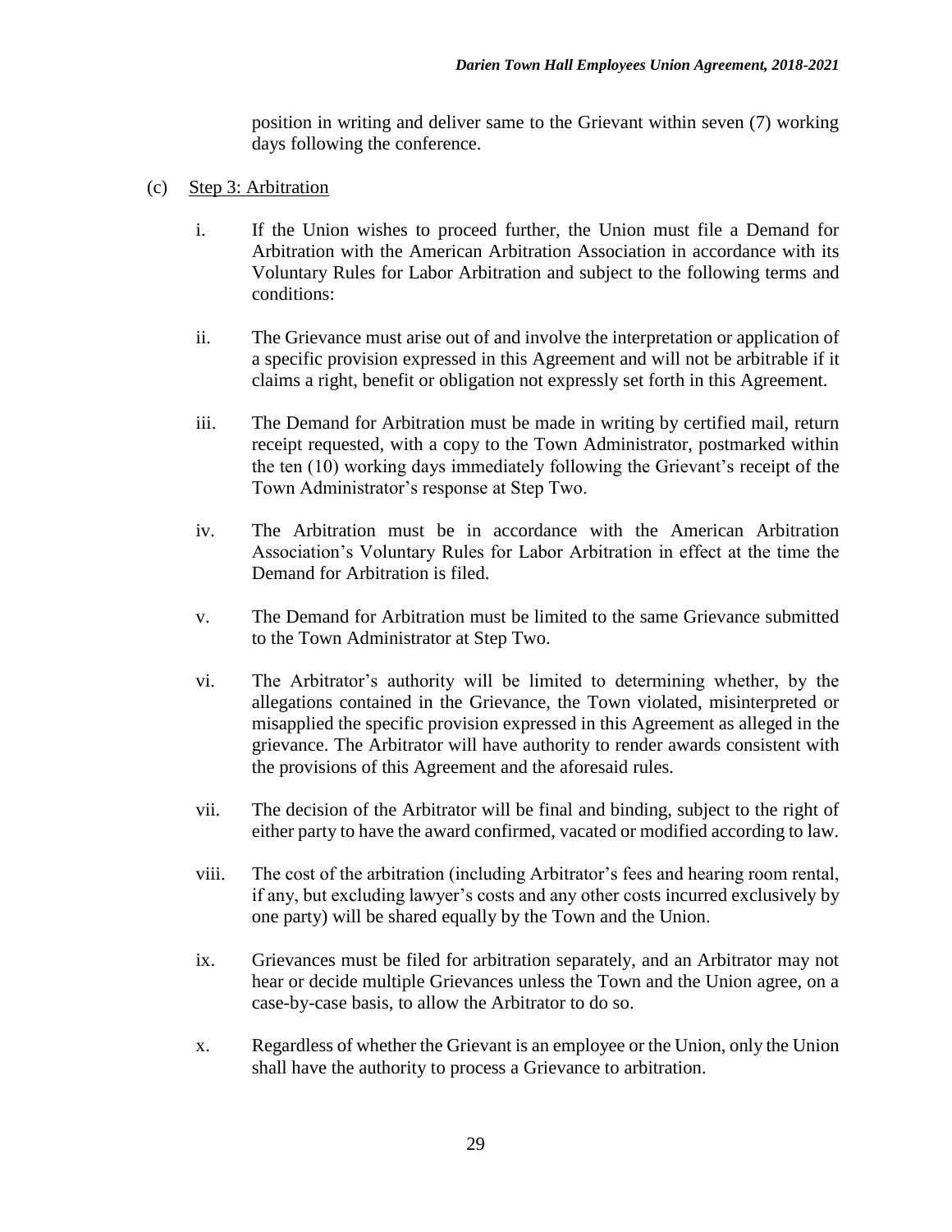position in writing and deliver same to the Grievant within seven (7) working days following the conference.

(c) Step 3: Arbitration

i. If the Union wishes to proceed further, the Union must file a Demand for Arbitration with the American Arbitration Association in accordance with its Voluntary Rules for Labor Arbitration and subject to the following terms and conditions:

ii. The Grievance must arise out of and involve the interpretation or application of a specific provision expressed in this Agreement and will not be arbitrable if it claims a right, benefit or obligation not expressly set forth in this Agreement.

iii. The Demand for Arbitration must be made in writing by certified mail, return receipt requested, with a copy to the Town Administrator, postmarked within the ten (10) working days immediately following the Grievant's receipt of the Town Administrator's response at Step Two.

iv. The Arbitration must be in accordance with the American Arbitration Association's Voluntary Rules for Labor Arbitration in effect at the time the Demand for Arbitration is filed.

v. The Demand for Arbitration must be limited to the same Grievance submitted to the Town Administrator at Step Two.

vi. The Arbitrator's authority will be limited to determining whether, by the allegations contained in the Grievance, the Town violated, misinterpreted or misapplied the specific provision expressed in this Agreement as alleged in the grievance. The Arbitrator will have authority to render awards consistent with the provisions of this Agreement and the aforesaid rules.

vii. The decision of the Arbitrator will be final and binding, subject to the right of either party to have the award confirmed, vacated or modified according to law.

viii. The cost of the arbitration (including Arbitrator's fees and hearing room rental, if any, but excluding lawyer's costs and any other costs incurred exclusively by one party) will be shared equally by the Town and the Union.

ix. Grievances must be filed for arbitration separately, and an Arbitrator may not hear or decide multiple Grievances unless the Town and the Union agree, on a case-by-case basis, to allow the Arbitrator to do so.

x. Regardless of whether the Grievant is an employee or the Union, only the Union shall have the authority to process a Grievance to arbitration.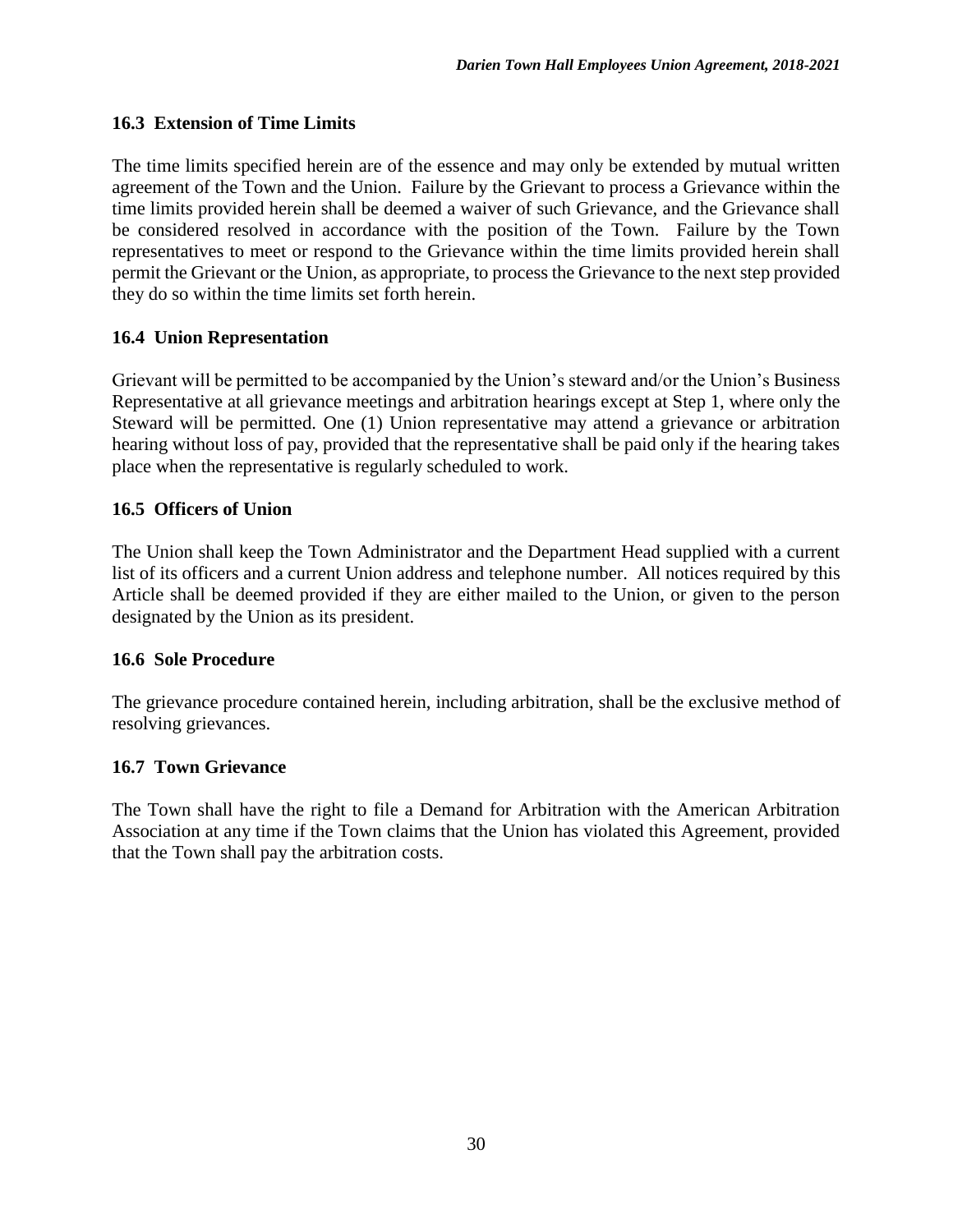### 16.3 Extension of Time Limits

The time limits specified herein are of the essence and may only be extended by mutual written agreement of the Town and the Union. Failure by the Grievant to process a Grievance within the time limits provided herein shall be deemed a waiver of such Grievance, and the Grievance shall be considered resolved in accordance with the position of the Town. Failure by the Town representatives to meet or respond to the Grievance within the time limits provided herein shall permit the Grievant or the Union, as appropriate, to process the Grievance to the next step provided they do so within the time limits set forth herein.

### 16.4 Union Representation

Grievant will be permitted to be accompanied by the Union's steward and/or the Union's Business Representative at all grievance meetings and arbitration hearings except at Step 1, where only the Steward will be permitted. One (1) Union representative may attend a grievance or arbitration hearing without loss of pay, provided that the representative shall be paid only if the hearing takes place when the representative is regularly scheduled to work.

### 16.5 Officers of Union

The Union shall keep the Town Administrator and the Department Head supplied with a current list of its officers and a current Union address and telephone number. All notices required by this Article shall be deemed provided if they are either mailed to the Union, or given to the person designated by the Union as its president.

### 16.6 Sole Procedure

The grievance procedure contained herein, including arbitration, shall be the exclusive method of resolving grievances.

### 16.7 Town Grievance

The Town shall have the right to file a Demand for Arbitration with the American Arbitration Association at any time if the Town claims that the Union has violated this Agreement, provided that the Town shall pay the arbitration costs.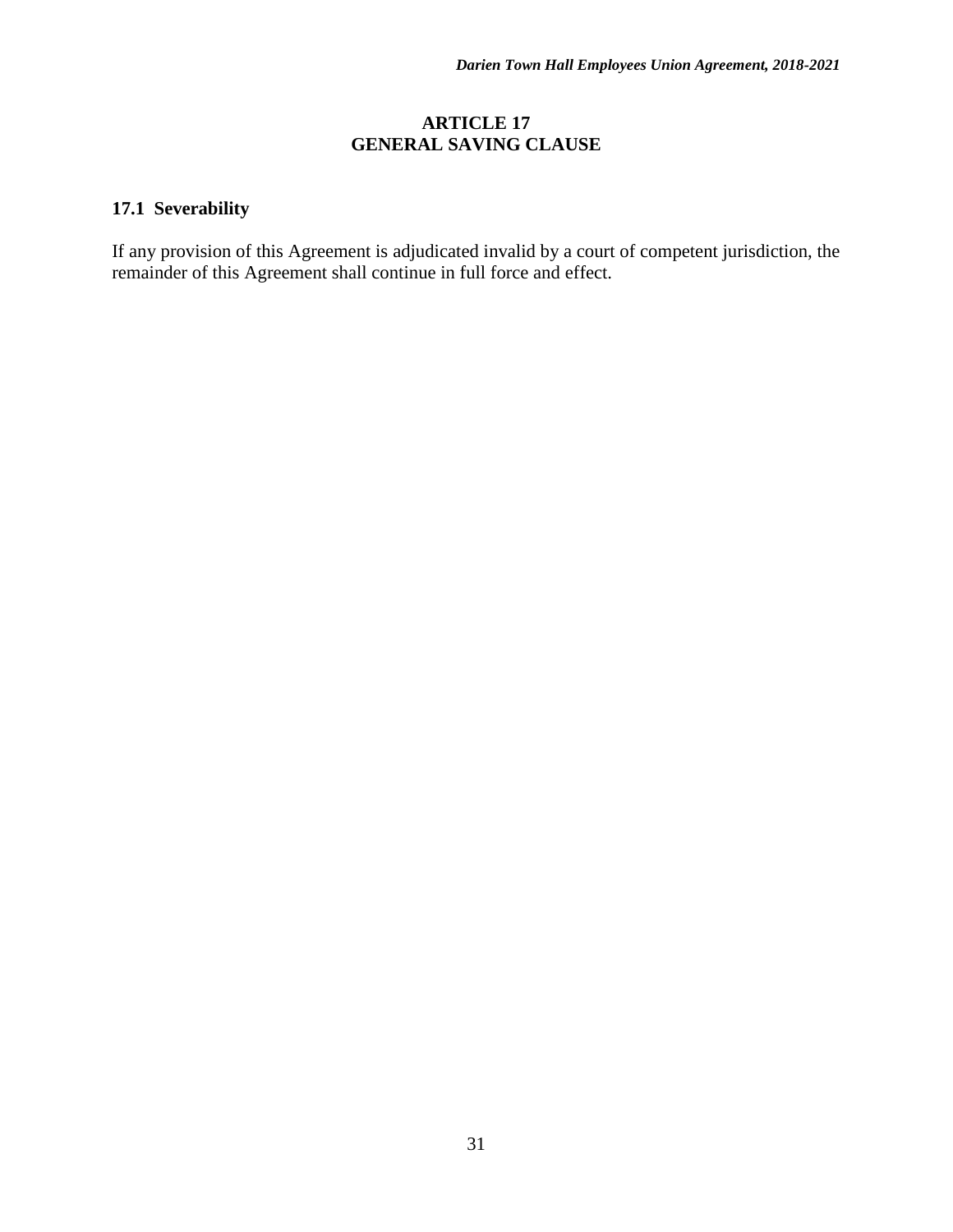# ARTICLE 17
# GENERAL SAVING CLAUSE

### 17.1 Severability

If any provision of this Agreement is adjudicated invalid by a court of competent jurisdiction, the remainder of this Agreement shall continue in full force and effect.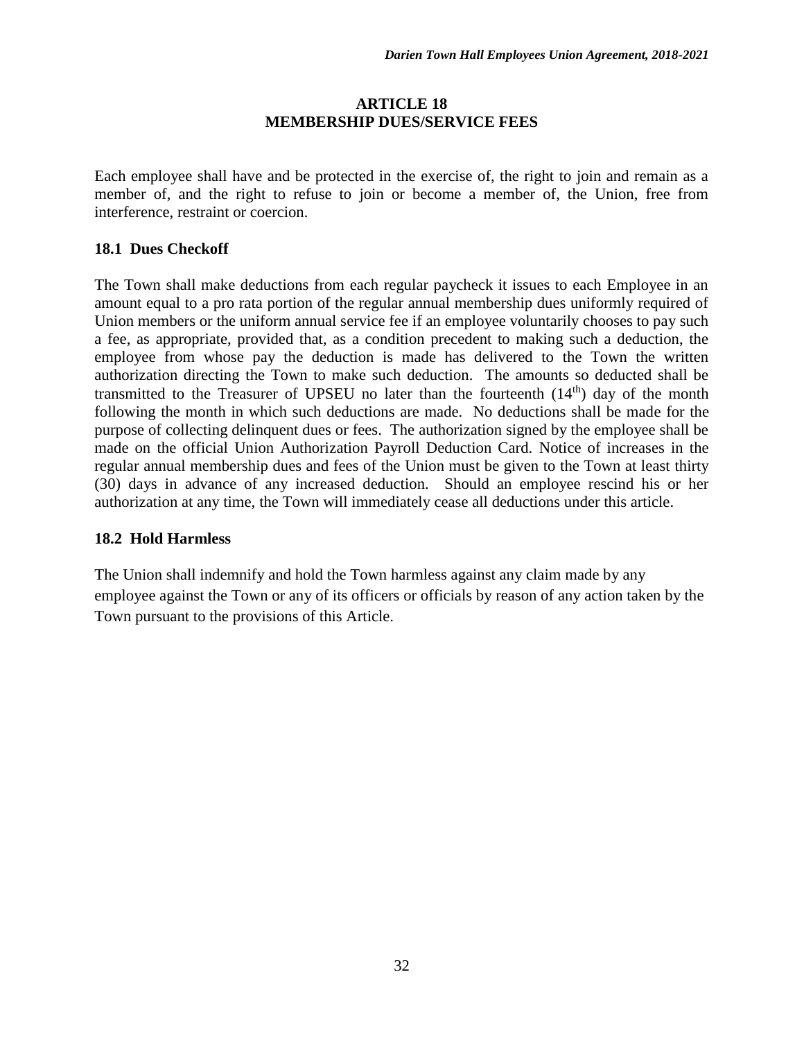## ARTICLE 18
## MEMBERSHIP DUES/SERVICE FEES

Each employee shall have and be protected in the exercise of, the right to join and remain as a member of, and the right to refuse to join or become a member of, the Union, free from interference, restraint or coercion.

### 18.1 Dues Checkoff

The Town shall make deductions from each regular paycheck it issues to each Employee in an amount equal to a pro rata portion of the regular annual membership dues uniformly required of Union members or the uniform annual service fee if an employee voluntarily chooses to pay such a fee, as appropriate, provided that, as a condition precedent to making such a deduction, the employee from whose pay the deduction is made has delivered to the Town the written authorization directing the Town to make such deduction. The amounts so deducted shall be transmitted to the Treasurer of UPSEU no later than the fourteenth (14th) day of the month following the month in which such deductions are made. No deductions shall be made for the purpose of collecting delinquent dues or fees. The authorization signed by the employee shall be made on the official Union Authorization Payroll Deduction Card. Notice of increases in the regular annual membership dues and fees of the Union must be given to the Town at least thirty (30) days in advance of any increased deduction. Should an employee rescind his or her authorization at any time, the Town will immediately cease all deductions under this article.

### 18.2 Hold Harmless

The Union shall indemnify and hold the Town harmless against any claim made by any employee against the Town or any of its officers or officials by reason of any action taken by the Town pursuant to the provisions of this Article.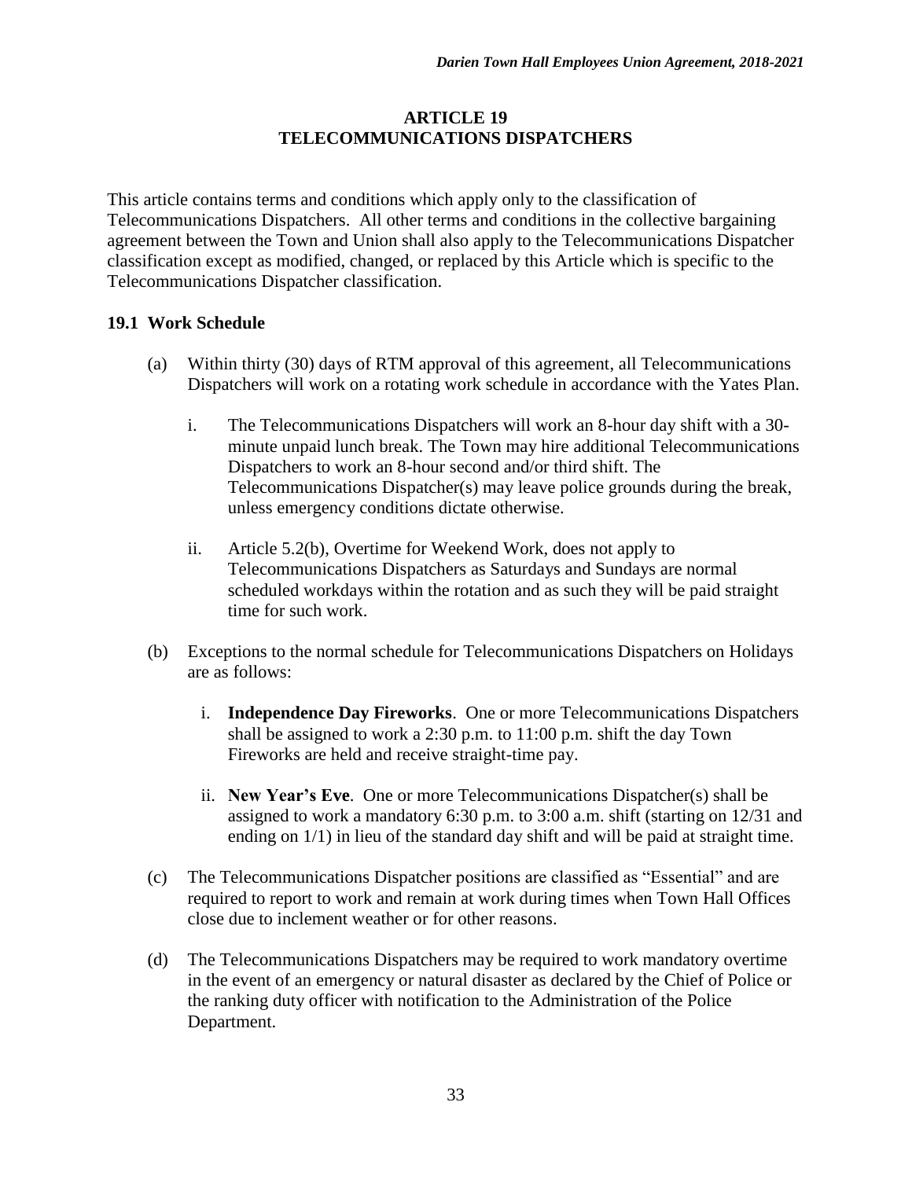# ARTICLE 19
# TELECOMMUNICATIONS DISPATCHERS

This article contains terms and conditions which apply only to the classification of Telecommunications Dispatchers. All other terms and conditions in the collective bargaining agreement between the Town and Union shall also apply to the Telecommunications Dispatcher classification except as modified, changed, or replaced by this Article which is specific to the Telecommunications Dispatcher classification.

## 19.1 Work Schedule

(a) Within thirty (30) days of RTM approval of this agreement, all Telecommunications Dispatchers will work on a rotating work schedule in accordance with the Yates Plan.

   i. The Telecommunications Dispatchers will work an 8-hour day shift with a 30-minute unpaid lunch break. The Town may hire additional Telecommunications Dispatchers to work an 8-hour second and/or third shift. The Telecommunications Dispatcher(s) may leave police grounds during the break, unless emergency conditions dictate otherwise.

   ii. Article 5.2(b), Overtime for Weekend Work, does not apply to Telecommunications Dispatchers as Saturdays and Sundays are normal scheduled workdays within the rotation and as such they will be paid straight time for such work.

(b) Exceptions to the normal schedule for Telecommunications Dispatchers on Holidays are as follows:

   i. **Independence Day Fireworks**. One or more Telecommunications Dispatchers shall be assigned to work a 2:30 p.m. to 11:00 p.m. shift the day Town Fireworks are held and receive straight-time pay.

   ii. **New Year's Eve**. One or more Telecommunications Dispatcher(s) shall be assigned to work a mandatory 6:30 p.m. to 3:00 a.m. shift (starting on 12/31 and ending on 1/1) in lieu of the standard day shift and will be paid at straight time.

(c) The Telecommunications Dispatcher positions are classified as "Essential" and are required to report to work and remain at work during times when Town Hall Offices close due to inclement weather or for other reasons.

(d) The Telecommunications Dispatchers may be required to work mandatory overtime in the event of an emergency or natural disaster as declared by the Chief of Police or the ranking duty officer with notification to the Administration of the Police Department.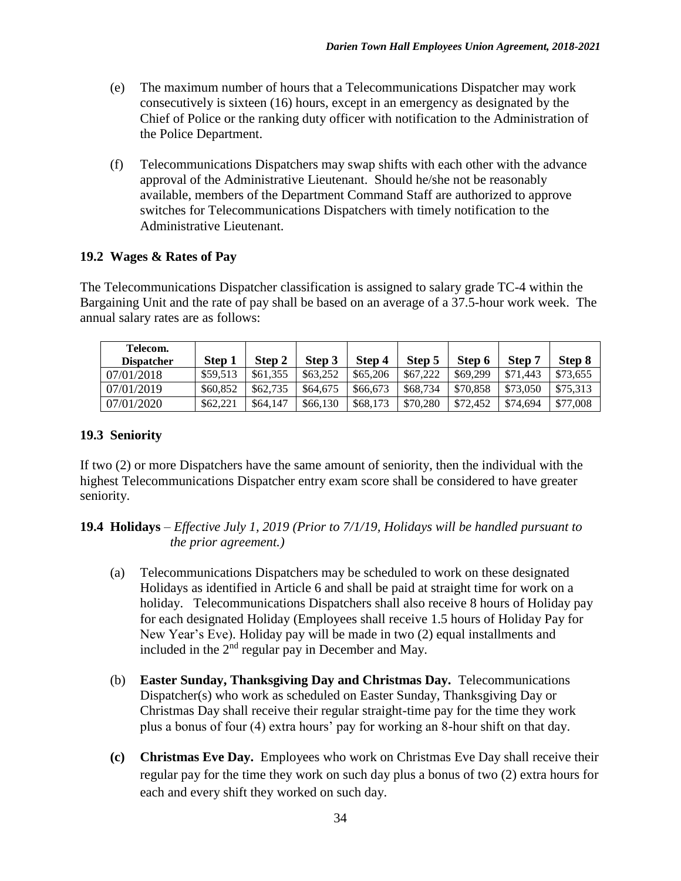(e) The maximum number of hours that a Telecommunications Dispatcher may work consecutively is sixteen (16) hours, except in an emergency as designated by the Chief of Police or the ranking duty officer with notification to the Administration of the Police Department.

(f) Telecommunications Dispatchers may swap shifts with each other with the advance approval of the Administrative Lieutenant. Should he/she not be reasonably available, members of the Department Command Staff are authorized to approve switches for Telecommunications Dispatchers with timely notification to the Administrative Lieutenant.

### 19.2 Wages & Rates of Pay

The Telecommunications Dispatcher classification is assigned to salary grade TC-4 within the Bargaining Unit and the rate of pay shall be based on an average of a 37.5-hour work week. The annual salary rates are as follows:

| Telecom. Dispatcher | Step 1 | Step 2 | Step 3 | Step 4 | Step 5 | Step 6 | Step 7 | Step 8 |
|---|---|---|---|---|---|---|---|---|
| 07/01/2018 | $59,513 | $61,355 | $63,252 | $65,206 | $67,222 | $69,299 | $71,443 | $73,655 |
| 07/01/2019 | $60,852 | $62,735 | $64,675 | $66,673 | $68,734 | $70,858 | $73,050 | $75,313 |
| 07/01/2020 | $62,221 | $64,147 | $66,130 | $68,173 | $70,280 | $72,452 | $74,694 | $77,008 |

### 19.3 Seniority

If two (2) or more Dispatchers have the same amount of seniority, then the individual with the highest Telecommunications Dispatcher entry exam score shall be considered to have greater seniority.

### 19.4 Holidays – *Effective July 1, 2019 (Prior to 7/1/19, Holidays will be handled pursuant to the prior agreement.)*

(a) Telecommunications Dispatchers may be scheduled to work on these designated Holidays as identified in Article 6 and shall be paid at straight time for work on a holiday. Telecommunications Dispatchers shall also receive 8 hours of Holiday pay for each designated Holiday (Employees shall receive 1.5 hours of Holiday Pay for New Year's Eve). Holiday pay will be made in two (2) equal installments and included in the 2nd regular pay in December and May.

(b) **Easter Sunday, Thanksgiving Day and Christmas Day.** Telecommunications Dispatcher(s) who work as scheduled on Easter Sunday, Thanksgiving Day or Christmas Day shall receive their regular straight-time pay for the time they work plus a bonus of four (4) extra hours' pay for working an 8-hour shift on that day.

**(c) Christmas Eve Day.** Employees who work on Christmas Eve Day shall receive their regular pay for the time they work on such day plus a bonus of two (2) extra hours for each and every shift they worked on such day.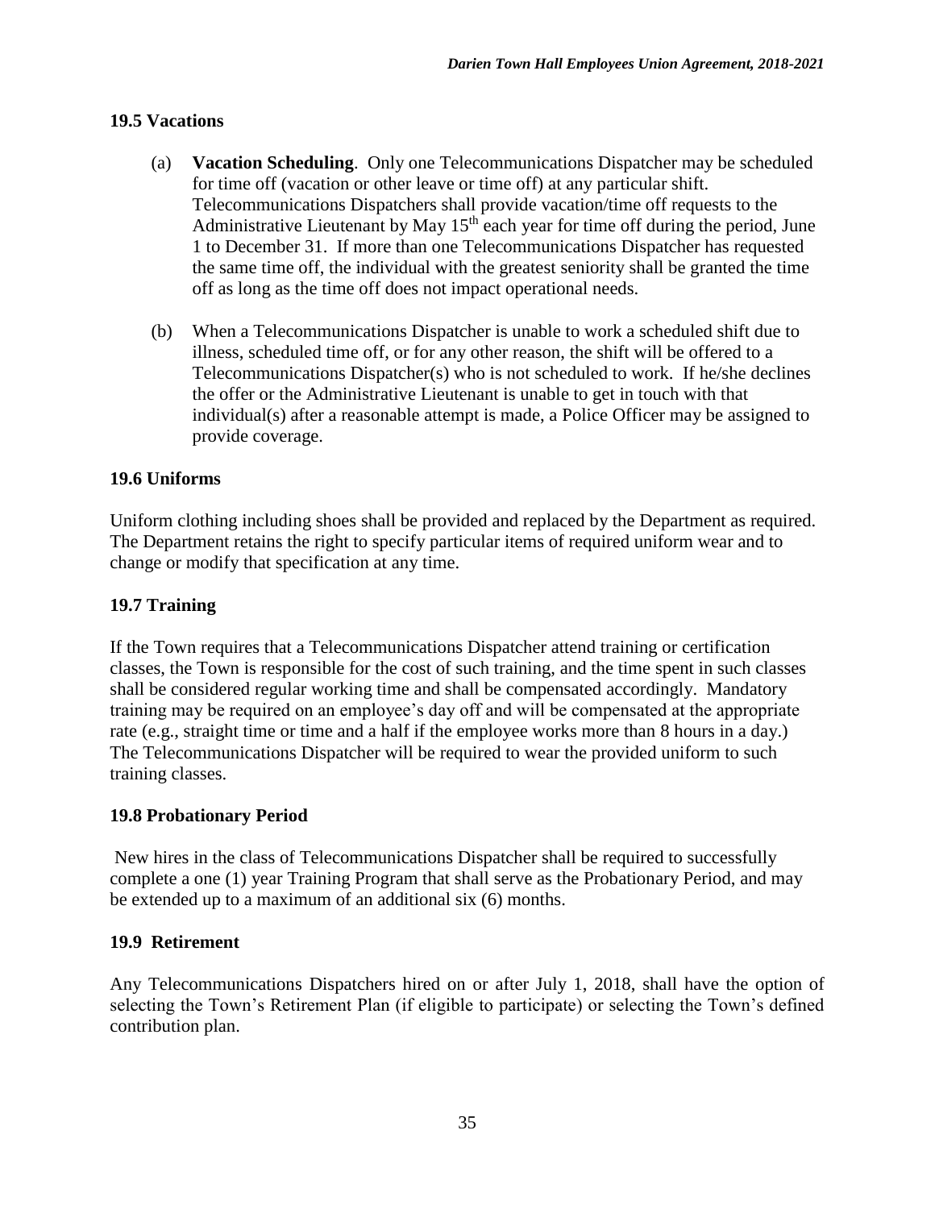### 19.5 Vacations

(a) **Vacation Scheduling**. Only one Telecommunications Dispatcher may be scheduled for time off (vacation or other leave or time off) at any particular shift. Telecommunications Dispatchers shall provide vacation/time off requests to the Administrative Lieutenant by May 15th each year for time off during the period, June 1 to December 31. If more than one Telecommunications Dispatcher has requested the same time off, the individual with the greatest seniority shall be granted the time off as long as the time off does not impact operational needs.

(b) When a Telecommunications Dispatcher is unable to work a scheduled shift due to illness, scheduled time off, or for any other reason, the shift will be offered to a Telecommunications Dispatcher(s) who is not scheduled to work. If he/she declines the offer or the Administrative Lieutenant is unable to get in touch with that individual(s) after a reasonable attempt is made, a Police Officer may be assigned to provide coverage.

### 19.6 Uniforms

Uniform clothing including shoes shall be provided and replaced by the Department as required. The Department retains the right to specify particular items of required uniform wear and to change or modify that specification at any time.

### 19.7 Training

If the Town requires that a Telecommunications Dispatcher attend training or certification classes, the Town is responsible for the cost of such training, and the time spent in such classes shall be considered regular working time and shall be compensated accordingly. Mandatory training may be required on an employee's day off and will be compensated at the appropriate rate (e.g., straight time or time and a half if the employee works more than 8 hours in a day.) The Telecommunications Dispatcher will be required to wear the provided uniform to such training classes.

### 19.8 Probationary Period

New hires in the class of Telecommunications Dispatcher shall be required to successfully complete a one (1) year Training Program that shall serve as the Probationary Period, and may be extended up to a maximum of an additional six (6) months.

### 19.9 Retirement

Any Telecommunications Dispatchers hired on or after July 1, 2018, shall have the option of selecting the Town's Retirement Plan (if eligible to participate) or selecting the Town's defined contribution plan.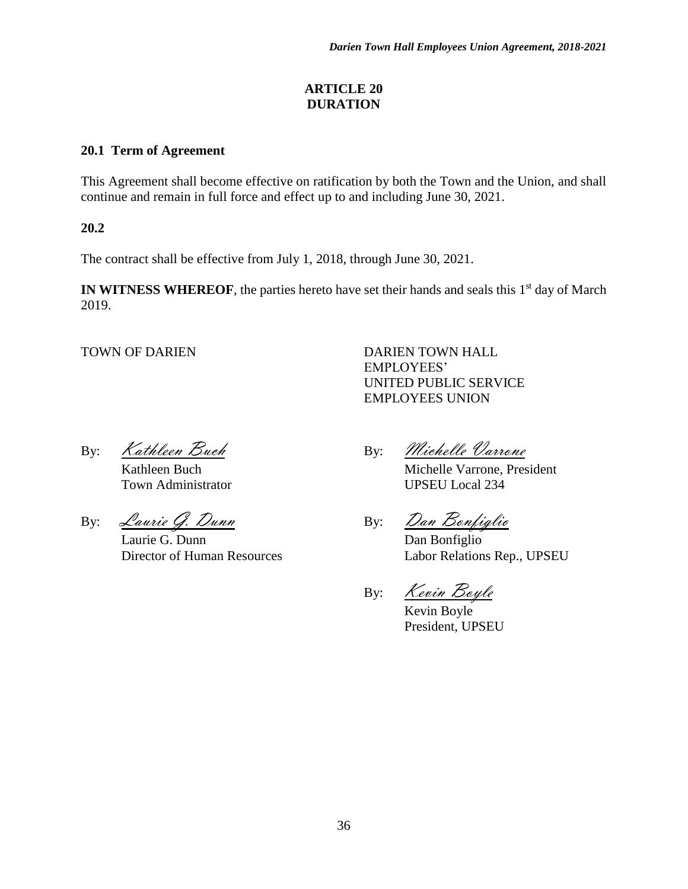# ARTICLE 20
# DURATION

### 20.1 Term of Agreement

This Agreement shall become effective on ratification by both the Town and the Union, and shall continue and remain in full force and effect up to and including June 30, 2021.

### 20.2

The contract shall be effective from July 1, 2018, through June 30, 2021.

**IN WITNESS WHEREOF**, the parties hereto have set their hands and seals this 1st day of March 2019.

TOWN OF DARIEN

By: *Kathleen Buch*
Kathleen Buch
Town Administrator

By: *Laurie G. Dunn*
Laurie G. Dunn
Director of Human Resources

DARIEN TOWN HALL EMPLOYEES' UNITED PUBLIC SERVICE EMPLOYEES UNION

By: *Michelle Varrone*
Michelle Varrone, President
UPSEU Local 234

By: *Dan Bonfiglio*
Dan Bonfiglio
Labor Relations Rep., UPSEU

By: *Kevin Boyle*
Kevin Boyle
President, UPSEU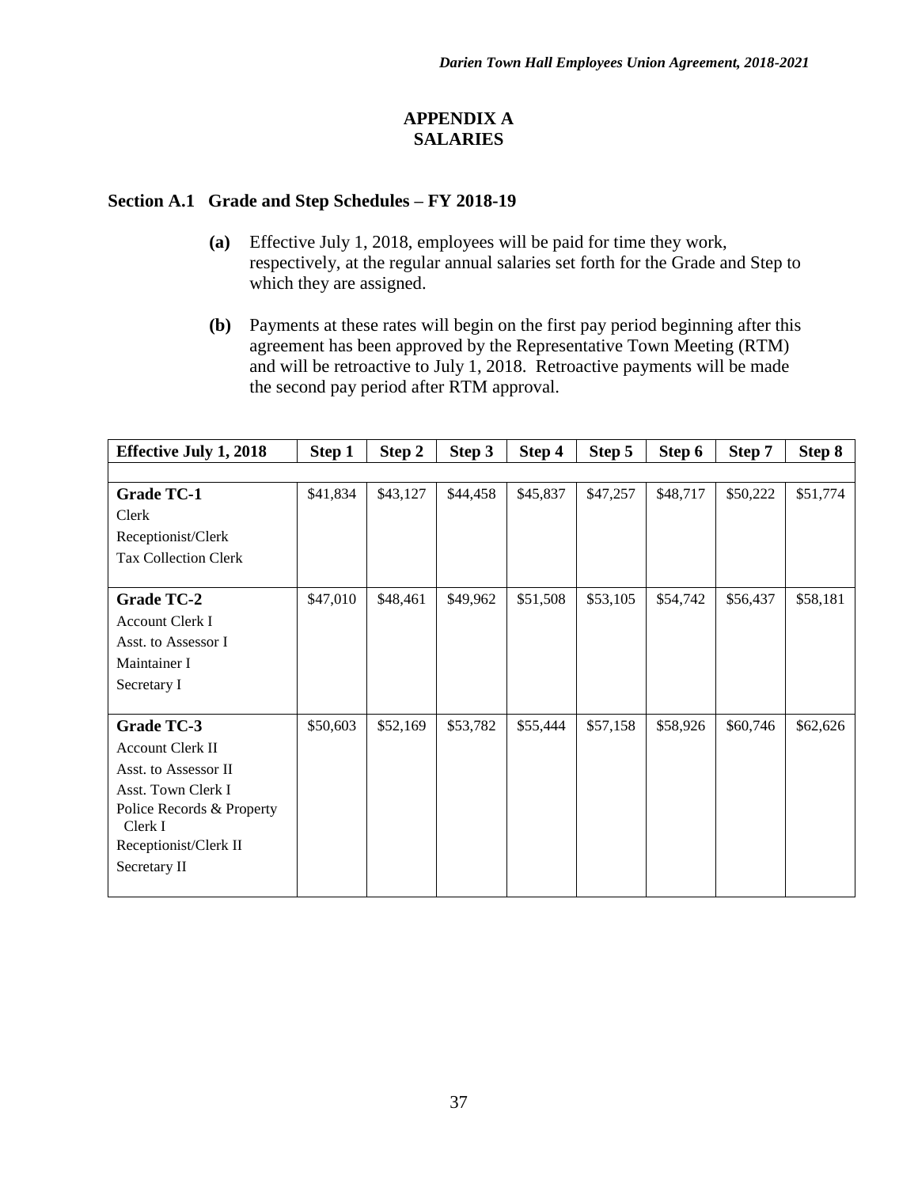# APPENDIX A
# SALARIES

## Section A.1 Grade and Step Schedules – FY 2018-19

**(a)** Effective July 1, 2018, employees will be paid for time they work, respectively, at the regular annual salaries set forth for the Grade and Step to which they are assigned.

**(b)** Payments at these rates will begin on the first pay period beginning after this agreement has been approved by the Representative Town Meeting (RTM) and will be retroactive to July 1, 2018. Retroactive payments will be made the second pay period after RTM approval.

| Effective July 1, 2018 | Step 1 | Step 2 | Step 3 | Step 4 | Step 5 | Step 6 | Step 7 | Step 8 |
|---|---|---|---|---|---|---|---|---|
| **Grade TC-1**<br>Clerk<br>Receptionist/Clerk<br>Tax Collection Clerk | $41,834 | $43,127 | $44,458 | $45,837 | $47,257 | $48,717 | $50,222 | $51,774 |
| **Grade TC-2**<br>Account Clerk I<br>Asst. to Assessor I<br>Maintainer I<br>Secretary I | $47,010 | $48,461 | $49,962 | $51,508 | $53,105 | $54,742 | $56,437 | $58,181 |
| **Grade TC-3**<br>Account Clerk II<br>Asst. to Assessor II<br>Asst. Town Clerk I<br>Police Records & Property Clerk I<br>Receptionist/Clerk II<br>Secretary II | $50,603 | $52,169 | $53,782 | $55,444 | $57,158 | $58,926 | $60,746 | $62,626 |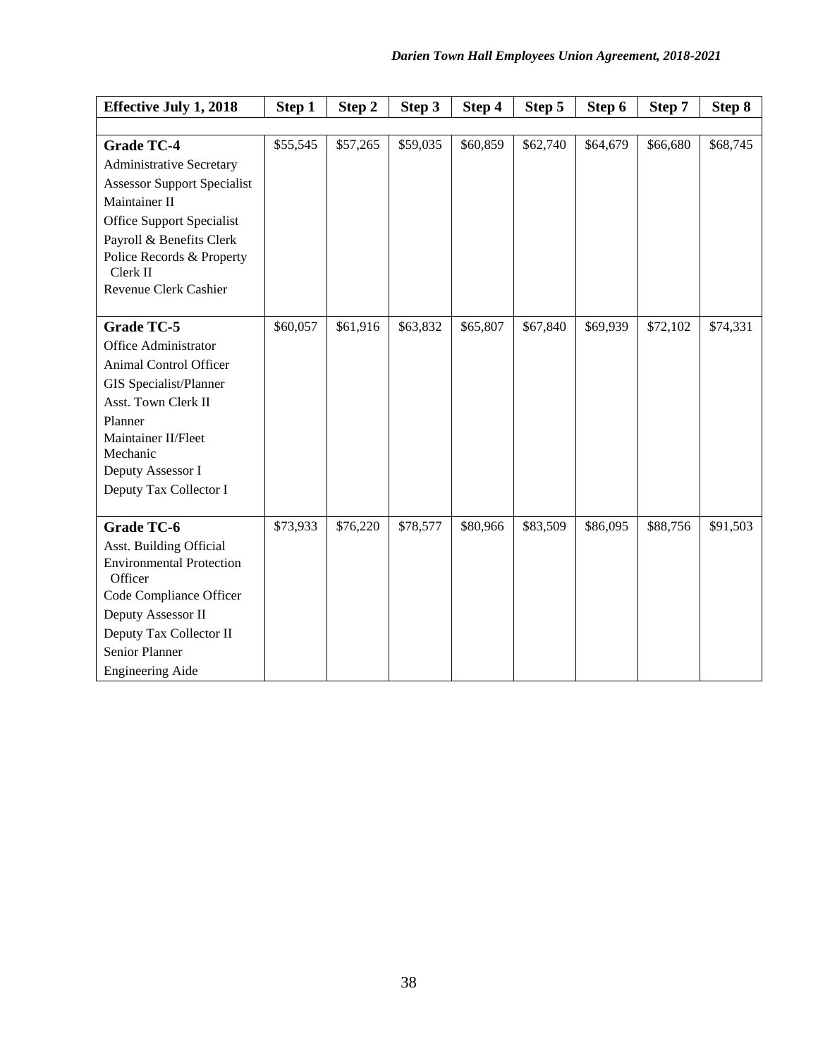| Effective July 1, 2018 | Step 1 | Step 2 | Step 3 | Step 4 | Step 5 | Step 6 | Step 7 | Step 8 |
|---|---|---|---|---|---|---|---|---|
| | | | | | | | | |
| **Grade TC-4**<br>Administrative Secretary<br>Assessor Support Specialist<br>Maintainer II<br>Office Support Specialist<br>Payroll & Benefits Clerk<br>Police Records & Property Clerk II<br>Revenue Clerk Cashier | $55,545 | $57,265 | $59,035 | $60,859 | $62,740 | $64,679 | $66,680 | $68,745 |
| **Grade TC-5**<br>Office Administrator<br>Animal Control Officer<br>GIS Specialist/Planner<br>Asst. Town Clerk II<br>Planner<br>Maintainer II/Fleet Mechanic<br>Deputy Assessor I<br>Deputy Tax Collector I | $60,057 | $61,916 | $63,832 | $65,807 | $67,840 | $69,939 | $72,102 | $74,331 |
| **Grade TC-6**<br>Asst. Building Official<br>Environmental Protection Officer<br>Code Compliance Officer<br>Deputy Assessor II<br>Deputy Tax Collector II<br>Senior Planner<br>Engineering Aide | $73,933 | $76,220 | $78,577 | $80,966 | $83,509 | $86,095 | $88,756 | $91,503 |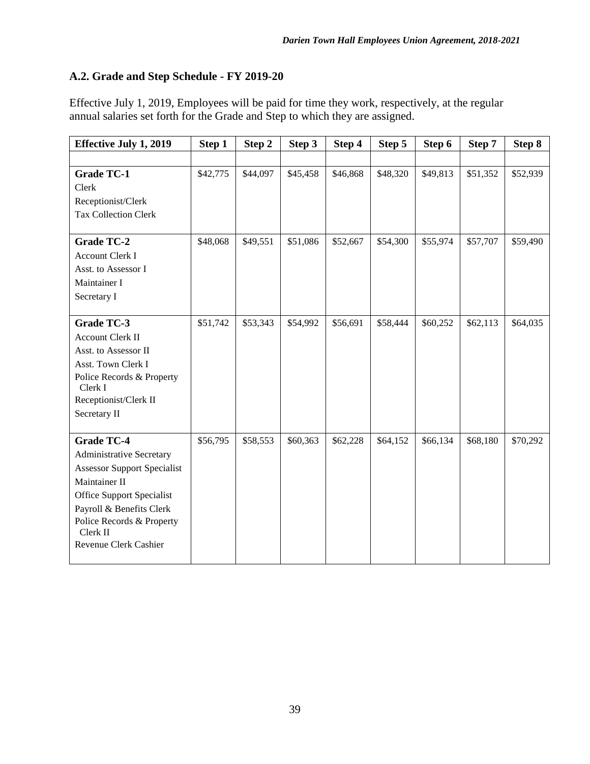## A.2. Grade and Step Schedule - FY 2019-20

Effective July 1, 2019, Employees will be paid for time they work, respectively, at the regular annual salaries set forth for the Grade and Step to which they are assigned.

| Effective July 1, 2019 | Step 1 | Step 2 | Step 3 | Step 4 | Step 5 | Step 6 | Step 7 | Step 8 |
|---|---|---|---|---|---|---|---|---|
| | | | | | | | | |
| **Grade TC-1**<br>Clerk<br>Receptionist/Clerk<br>Tax Collection Clerk | $42,775 | $44,097 | $45,458 | $46,868 | $48,320 | $49,813 | $51,352 | $52,939 |
| **Grade TC-2**<br>Account Clerk I<br>Asst. to Assessor I<br>Maintainer I<br>Secretary I | $48,068 | $49,551 | $51,086 | $52,667 | $54,300 | $55,974 | $57,707 | $59,490 |
| **Grade TC-3**<br>Account Clerk II<br>Asst. to Assessor II<br>Asst. Town Clerk I<br>Police Records & Property Clerk I<br>Receptionist/Clerk II<br>Secretary II | $51,742 | $53,343 | $54,992 | $56,691 | $58,444 | $60,252 | $62,113 | $64,035 |
| **Grade TC-4**<br>Administrative Secretary<br>Assessor Support Specialist<br>Maintainer II<br>Office Support Specialist<br>Payroll & Benefits Clerk<br>Police Records & Property Clerk II<br>Revenue Clerk Cashier | $56,795 | $58,553 | $60,363 | $62,228 | $64,152 | $66,134 | $68,180 | $70,292 |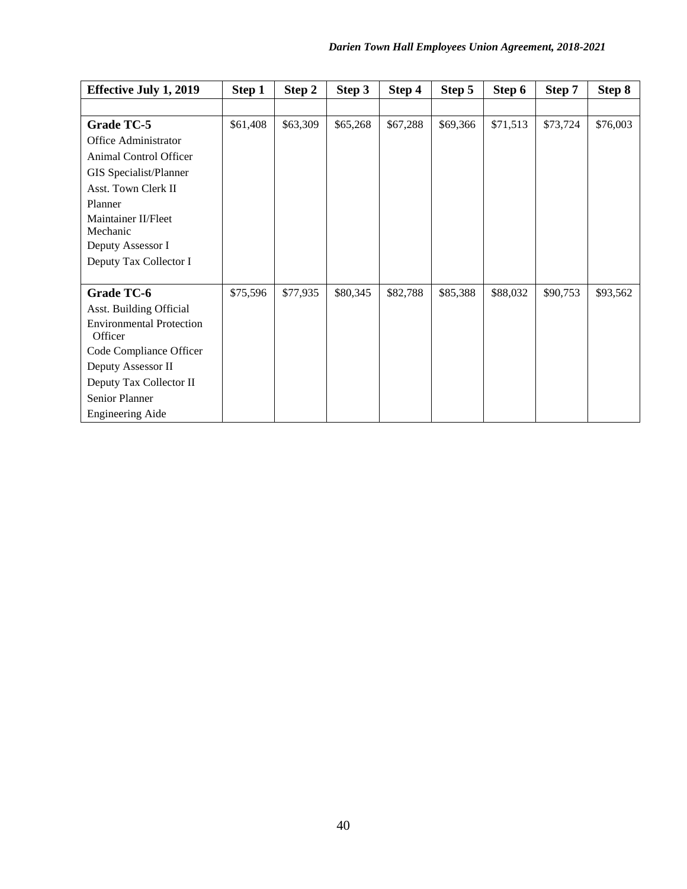| Effective July 1, 2019 | Step 1 | Step 2 | Step 3 | Step 4 | Step 5 | Step 6 | Step 7 | Step 8 |
|---|---|---|---|---|---|---|---|---|
| | | | | | | | | |
| **Grade TC-5**<br>Office Administrator<br>Animal Control Officer<br>GIS Specialist/Planner<br>Asst. Town Clerk II<br>Planner<br>Maintainer II/Fleet Mechanic<br>Deputy Assessor I<br>Deputy Tax Collector I | $61,408 | $63,309 | $65,268 | $67,288 | $69,366 | $71,513 | $73,724 | $76,003 |
| **Grade TC-6**<br>Asst. Building Official<br>Environmental Protection Officer<br>Code Compliance Officer<br>Deputy Assessor II<br>Deputy Tax Collector II<br>Senior Planner<br>Engineering Aide | $75,596 | $77,935 | $80,345 | $82,788 | $85,388 | $88,032 | $90,753 | $93,562 |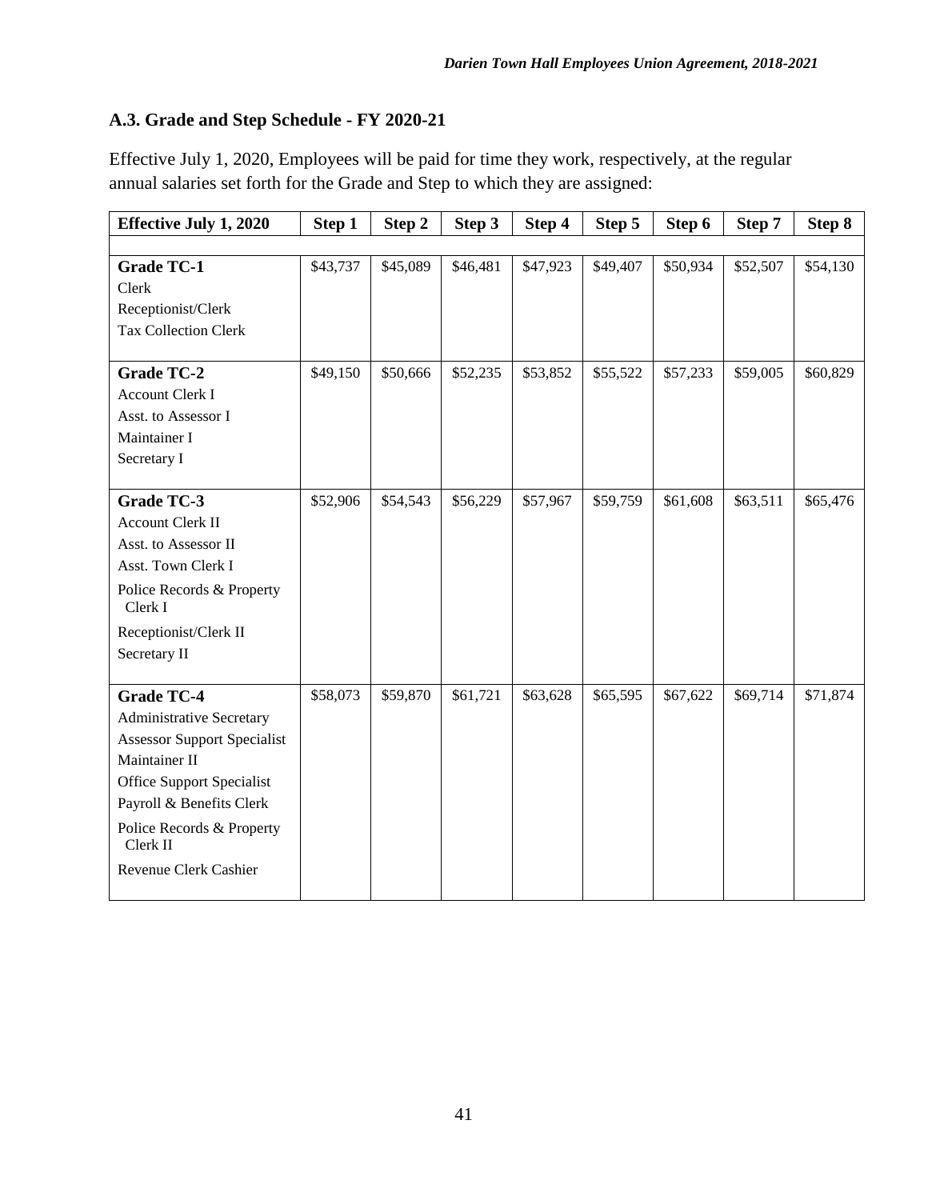## A.3. Grade and Step Schedule - FY 2020-21

Effective July 1, 2020, Employees will be paid for time they work, respectively, at the regular annual salaries set forth for the Grade and Step to which they are assigned:

| Effective July 1, 2020 | Step 1 | Step 2 | Step 3 | Step 4 | Step 5 | Step 6 | Step 7 | Step 8 |
|---|---|---|---|---|---|---|---|---|
| | | | | | | | | |
| **Grade TC-1**<br>Clerk<br>Receptionist/Clerk<br>Tax Collection Clerk | \$43,737 | \$45,089 | \$46,481 | \$47,923 | \$49,407 | \$50,934 | \$52,507 | \$54,130 |
| **Grade TC-2**<br>Account Clerk I<br>Asst. to Assessor I<br>Maintainer I<br>Secretary I | \$49,150 | \$50,666 | \$52,235 | \$53,852 | \$55,522 | \$57,233 | \$59,005 | \$60,829 |
| **Grade TC-3**<br>Account Clerk II<br>Asst. to Assessor II<br>Asst. Town Clerk I<br>Police Records & Property Clerk I<br>Receptionist/Clerk II<br>Secretary II | \$52,906 | \$54,543 | \$56,229 | \$57,967 | \$59,759 | \$61,608 | \$63,511 | \$65,476 |
| **Grade TC-4**<br>Administrative Secretary<br>Assessor Support Specialist<br>Maintainer II<br>Office Support Specialist<br>Payroll & Benefits Clerk<br>Police Records & Property Clerk II<br>Revenue Clerk Cashier | \$58,073 | \$59,870 | \$61,721 | \$63,628 | \$65,595 | \$67,622 | \$69,714 | \$71,874 |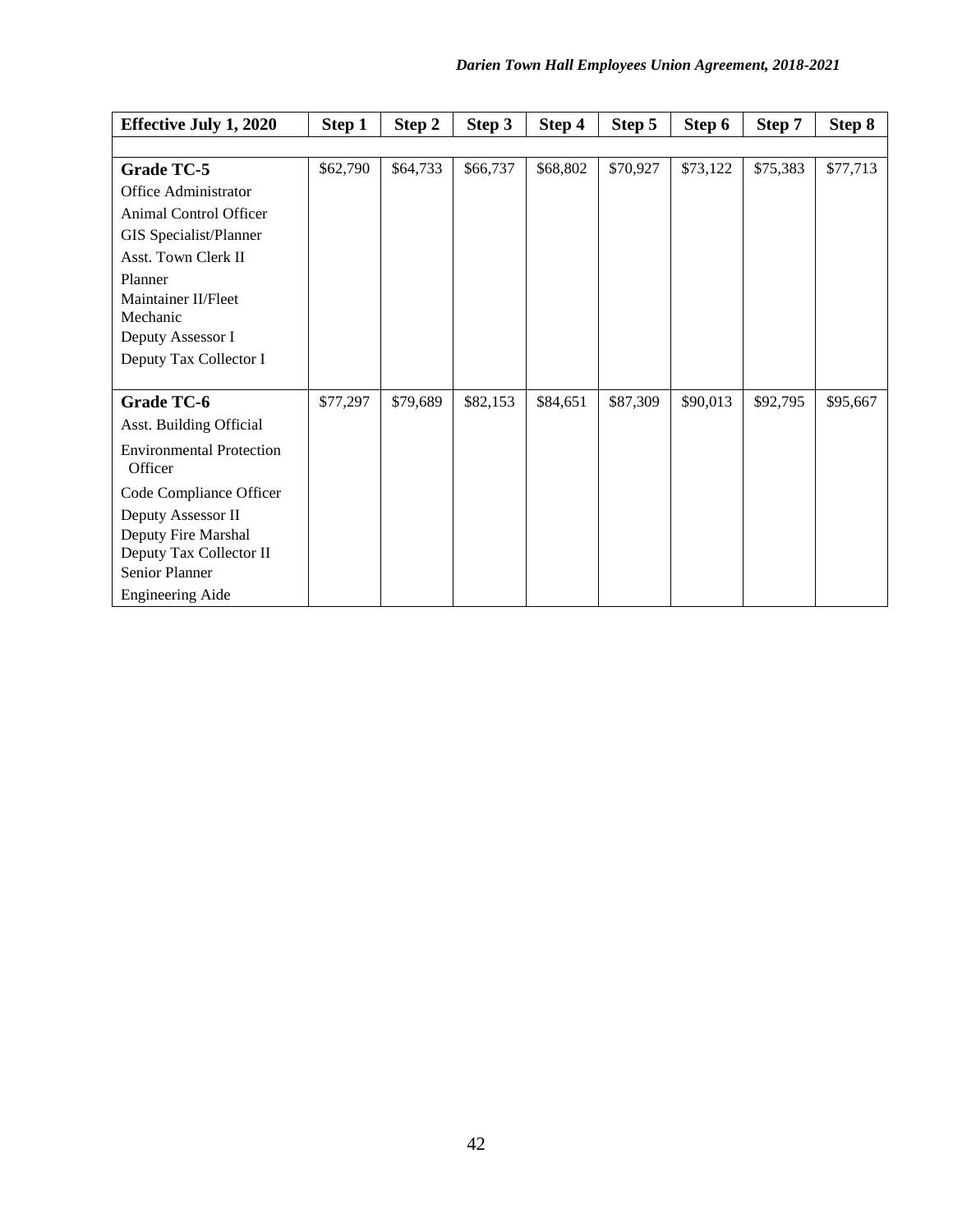| Effective July 1, 2020 | Step 1 | Step 2 | Step 3 | Step 4 | Step 5 | Step 6 | Step 7 | Step 8 |
|---|---|---|---|---|---|---|---|---|
| | | | | | | | | |
| **Grade TC-5**<br>Office Administrator<br>Animal Control Officer<br>GIS Specialist/Planner<br>Asst. Town Clerk II<br>Planner<br>Maintainer II/Fleet Mechanic<br>Deputy Assessor I<br>Deputy Tax Collector I | $62,790 | $64,733 | $66,737 | $68,802 | $70,927 | $73,122 | $75,383 | $77,713 |
| **Grade TC-6**<br>Asst. Building Official<br>Environmental Protection Officer<br>Code Compliance Officer<br>Deputy Assessor II<br>Deputy Fire Marshal<br>Deputy Tax Collector II<br>Senior Planner<br>Engineering Aide | $77,297 | $79,689 | $82,153 | $84,651 | $87,309 | $90,013 | $92,795 | $95,667 |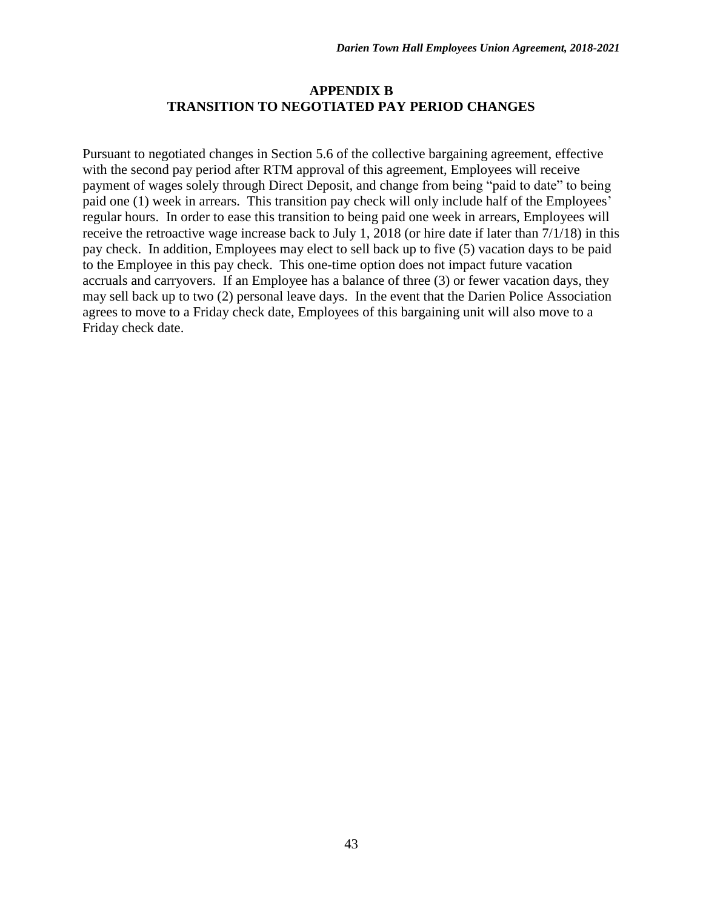## APPENDIX B
## TRANSITION TO NEGOTIATED PAY PERIOD CHANGES

Pursuant to negotiated changes in Section 5.6 of the collective bargaining agreement, effective with the second pay period after RTM approval of this agreement, Employees will receive payment of wages solely through Direct Deposit, and change from being "paid to date" to being paid one (1) week in arrears. This transition pay check will only include half of the Employees' regular hours. In order to ease this transition to being paid one week in arrears, Employees will receive the retroactive wage increase back to July 1, 2018 (or hire date if later than 7/1/18) in this pay check. In addition, Employees may elect to sell back up to five (5) vacation days to be paid to the Employee in this pay check. This one-time option does not impact future vacation accruals and carryovers. If an Employee has a balance of three (3) or fewer vacation days, they may sell back up to two (2) personal leave days. In the event that the Darien Police Association agrees to move to a Friday check date, Employees of this bargaining unit will also move to a Friday check date.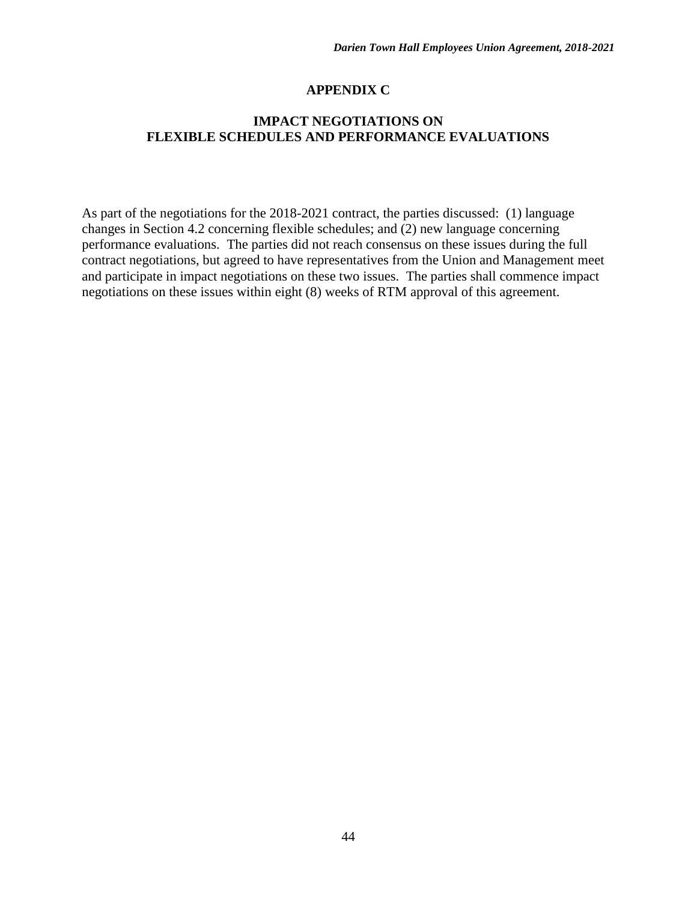# APPENDIX C

## IMPACT NEGOTIATIONS ON FLEXIBLE SCHEDULES AND PERFORMANCE EVALUATIONS

As part of the negotiations for the 2018-2021 contract, the parties discussed: (1) language changes in Section 4.2 concerning flexible schedules; and (2) new language concerning performance evaluations. The parties did not reach consensus on these issues during the full contract negotiations, but agreed to have representatives from the Union and Management meet and participate in impact negotiations on these two issues. The parties shall commence impact negotiations on these issues within eight (8) weeks of RTM approval of this agreement.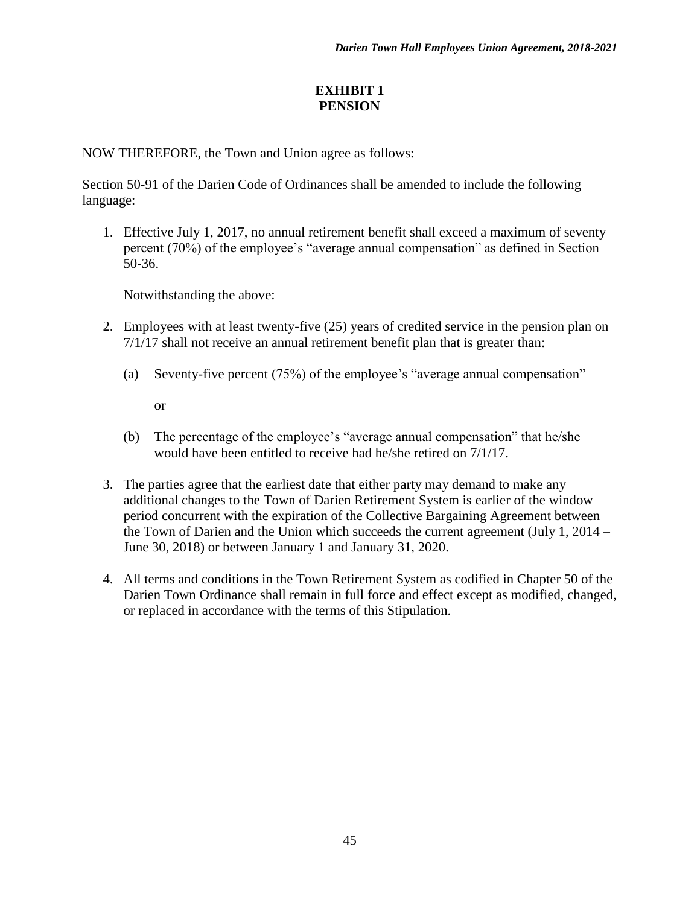# EXHIBIT 1
# PENSION

NOW THEREFORE, the Town and Union agree as follows:

Section 50-91 of the Darien Code of Ordinances shall be amended to include the following language:

1. Effective July 1, 2017, no annual retirement benefit shall exceed a maximum of seventy percent (70%) of the employee's "average annual compensation" as defined in Section 50-36.

   Notwithstanding the above:

2. Employees with at least twenty-five (25) years of credited service in the pension plan on 7/1/17 shall not receive an annual retirement benefit plan that is greater than:

   (a) Seventy-five percent (75%) of the employee's "average annual compensation"

   or

   (b) The percentage of the employee's "average annual compensation" that he/she would have been entitled to receive had he/she retired on 7/1/17.

3. The parties agree that the earliest date that either party may demand to make any additional changes to the Town of Darien Retirement System is earlier of the window period concurrent with the expiration of the Collective Bargaining Agreement between the Town of Darien and the Union which succeeds the current agreement (July 1, 2014 – June 30, 2018) or between January 1 and January 31, 2020.

4. All terms and conditions in the Town Retirement System as codified in Chapter 50 of the Darien Town Ordinance shall remain in full force and effect except as modified, changed, or replaced in accordance with the terms of this Stipulation.